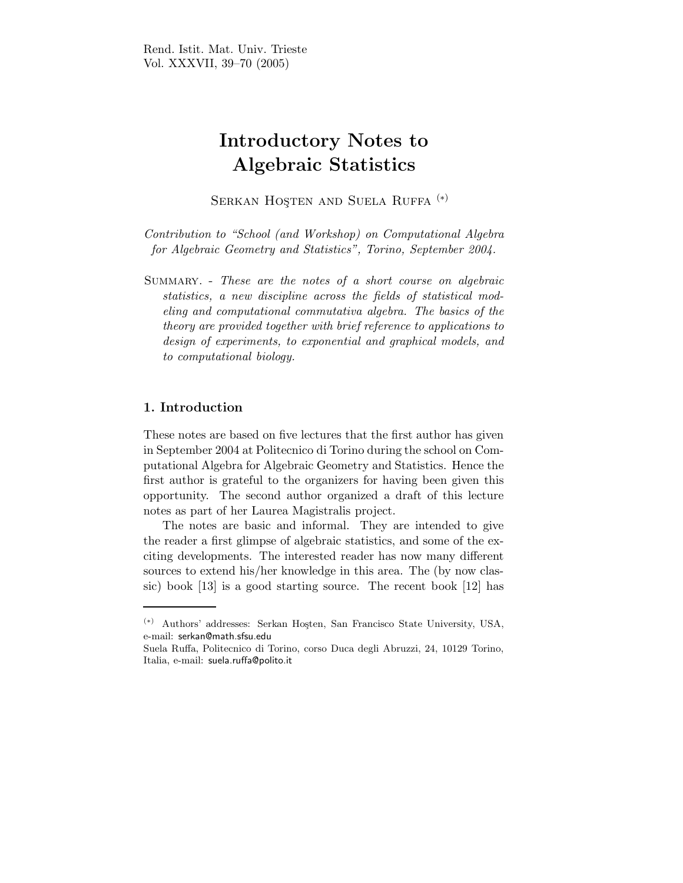# Introductory Notes to Algebraic Statistics

Serkan Hoşten and Suela Ruffa [(*)]

*Contribution to "School (and Workshop) on Computational Algebra for Algebraic Geometry and Statistics", Torino, September 2004.*

Summary. - *These are the notes of a short course on algebraic statistics, a new discipline across the fields of statistical modeling and computational commutativa algebra. The basics of the theory are provided together with brief reference to applications to design of experiments, to exponential and graphical models, and to computational biology.*

## 1. Introduction

These notes are based on five lectures that the first author has given in September 2004 at Politecnico di Torino during the school on Computational Algebra for Algebraic Geometry and Statistics. Hence the first author is grateful to the organizers for having been given this opportunity. The second author organized a draft of this lecture notes as part of her Laurea Magistralis project.

The notes are basic and informal. They are intended to give the reader a first glimpse of algebraic statistics, and some of the exciting developments. The interested reader has now many different sources to extend his/her knowledge in this area. The (by now classic) book [13] is a good starting source. The recent book [12] has

---

[(*)] Authors' addresses: Serkan Hoşten, San Francisco State University, USA, e-mail: serkan@math.sfsu.edu
Suela Ruffa, Politecnico di Torino, corso Duca degli Abruzzi, 24, 10129 Torino, Italia, e-mail: suela.ruffa@polito.it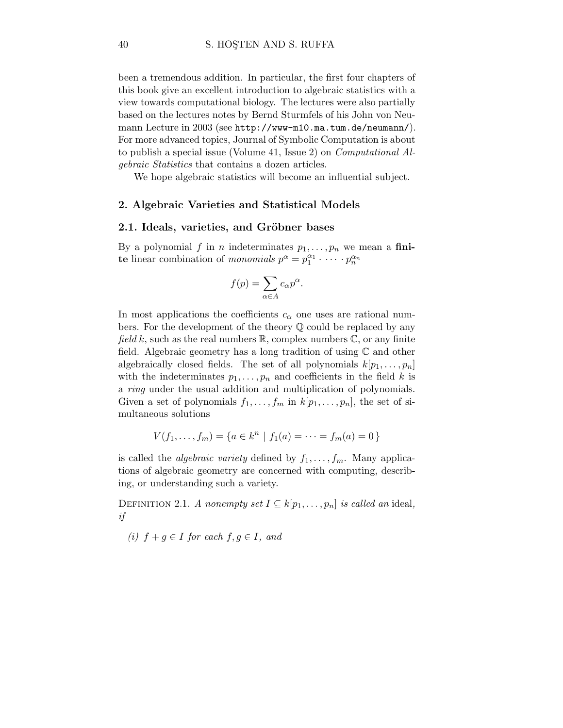been a tremendous addition. In particular, the first four chapters of this book give an excellent introduction to algebraic statistics with a view towards computational biology. The lectures were also partially based on the lectures notes by Bernd Sturmfels of his John von Neumann Lecture in 2003 (see `http://www-m10.ma.tum.de/neumann/`). For more advanced topics, Journal of Symbolic Computation is about to publish a special issue (Volume 41, Issue 2) on *Computational Algebraic Statistics* that contains a dozen articles.

We hope algebraic statistics will become an influential subject.

## 2. Algebraic Varieties and Statistical Models

### 2.1. Ideals, varieties, and Gröbner bases

By a polynomial $f$ in $n$ indeterminates $p_1, \dots, p_n$ we mean a **finite** linear combination of *monomials* $p^\alpha = p_1^{\alpha_1} \cdot \cdots \cdot p_n^{\alpha_n}$

$$f(p) = \sum_{\alpha \in A} c_\alpha p^\alpha.$$

In most applications the coefficients $c_\alpha$ one uses are rational numbers. For the development of the theory $\mathbb{Q}$ could be replaced by any *field* $k$, such as the real numbers $\mathbb{R}$, complex numbers $\mathbb{C}$, or any finite field. Algebraic geometry has a long tradition of using $\mathbb{C}$ and other algebraically closed fields. The set of all polynomials $k[p_1, \dots, p_n]$ with the indeterminates $p_1, \dots, p_n$ and coefficients in the field $k$ is a *ring* under the usual addition and multiplication of polynomials. Given a set of polynomials $f_1, \dots, f_m$ in $k[p_1, \dots, p_n]$, the set of simultaneous solutions

$$V(f_1, \dots, f_m) = \{a \in k^n \mid f_1(a) = \cdots = f_m(a) = 0\}$$

is called the *algebraic variety* defined by $f_1, \dots, f_m$. Many applications of algebraic geometry are concerned with computing, describing, or understanding such a variety.

Definition 2.1. *A nonempty set $I \subseteq k[p_1, \dots, p_n]$ is called an* ideal, *if*

*(i) $f + g \in I$ for each $f, g \in I$, and*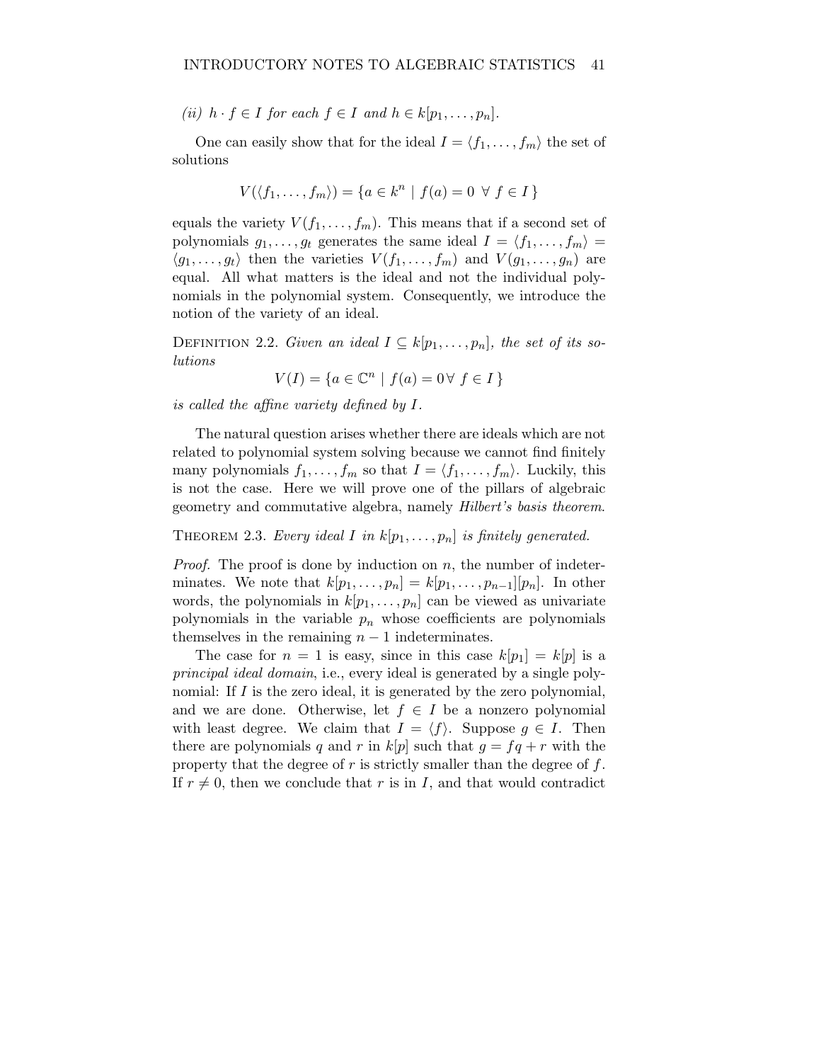*(ii)* $h \cdot f \in I$ *for each* $f \in I$ *and* $h \in k[p_1, \ldots, p_n]$.

One can easily show that for the ideal $I = \langle f_1, \ldots, f_m \rangle$ the set of solutions

$$V(\langle f_1, \ldots, f_m \rangle) = \{a \in k^n \mid f(a) = 0 \ \forall \ f \in I\}$$

equals the variety $V(f_1, \ldots, f_m)$. This means that if a second set of polynomials $g_1, \ldots, g_t$ generates the same ideal $I = \langle f_1, \ldots, f_m \rangle = \langle g_1, \ldots, g_t \rangle$ then the varieties $V(f_1, \ldots, f_m)$ and $V(g_1, \ldots, g_n)$ are equal. All what matters is the ideal and not the individual polynomials in the polynomial system. Consequently, we introduce the notion of the variety of an ideal.

Definition 2.2. *Given an ideal* $I \subseteq k[p_1, \ldots, p_n]$*, the set of its solutions*

$$V(I) = \{a \in \mathbb{C}^n \mid f(a) = 0 \, \forall \ f \in I\}$$

*is called the affine variety defined by* $I$.

The natural question arises whether there are ideals which are not related to polynomial system solving because we cannot find finitely many polynomials $f_1, \ldots, f_m$ so that $I = \langle f_1, \ldots, f_m \rangle$. Luckily, this is not the case. Here we will prove one of the pillars of algebraic geometry and commutative algebra, namely *Hilbert's basis theorem*.

Theorem 2.3. *Every ideal* $I$ *in* $k[p_1, \ldots, p_n]$ *is finitely generated.*

*Proof.* The proof is done by induction on $n$, the number of indeterminates. We note that $k[p_1, \ldots, p_n] = k[p_1, \ldots, p_{n-1}][p_n]$. In other words, the polynomials in $k[p_1, \ldots, p_n]$ can be viewed as univariate polynomials in the variable $p_n$ whose coefficients are polynomials themselves in the remaining $n - 1$ indeterminates.

The case for $n = 1$ is easy, since in this case $k[p_1] = k[p]$ is a *principal ideal domain*, i.e., every ideal is generated by a single polynomial: If $I$ is the zero ideal, it is generated by the zero polynomial, and we are done. Otherwise, let $f \in I$ be a nonzero polynomial with least degree. We claim that $I = \langle f \rangle$. Suppose $g \in I$. Then there are polynomials $q$ and $r$ in $k[p]$ such that $g = fq + r$ with the property that the degree of $r$ is strictly smaller than the degree of $f$. If $r \neq 0$, then we conclude that $r$ is in $I$, and that would contradict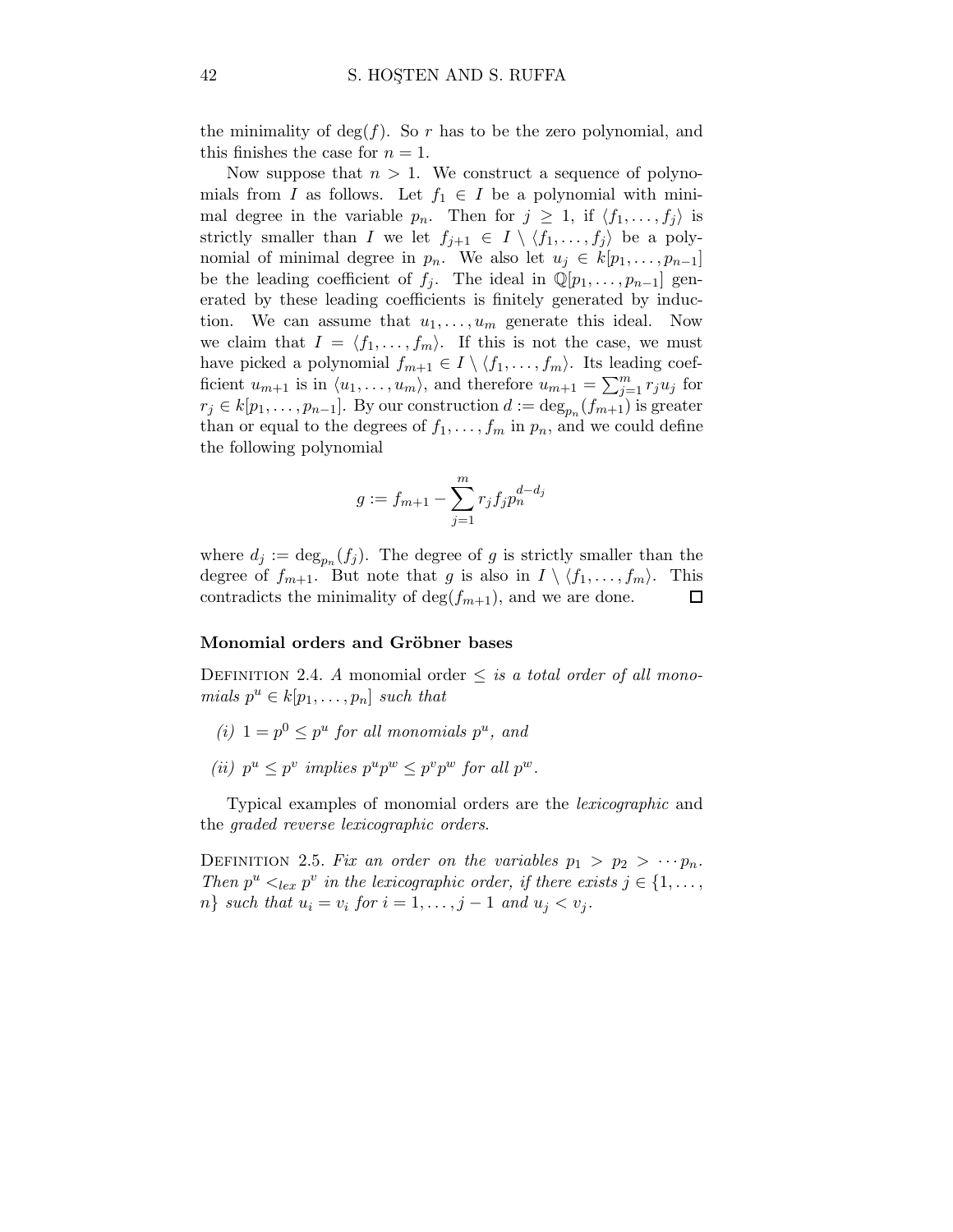the minimality of $\deg(f)$. So $r$ has to be the zero polynomial, and this finishes the case for $n = 1$.

Now suppose that $n > 1$. We construct a sequence of polynomials from $I$ as follows. Let $f_1 \in I$ be a polynomial with minimal degree in the variable $p_n$. Then for $j \geq 1$, if $\langle f_1, \ldots, f_j \rangle$ is strictly smaller than $I$ we let $f_{j+1} \in I \setminus \langle f_1, \ldots, f_j \rangle$ be a polynomial of minimal degree in $p_n$. We also let $u_j \in k[p_1, \ldots, p_{n-1}]$ be the leading coefficient of $f_j$. The ideal in $\mathbb{Q}[p_1, \ldots, p_{n-1}]$ generated by these leading coefficients is finitely generated by induction. We can assume that $u_1, \ldots, u_m$ generate this ideal. Now we claim that $I = \langle f_1, \ldots, f_m \rangle$. If this is not the case, we must have picked a polynomial $f_{m+1} \in I \setminus \langle f_1, \ldots, f_m \rangle$. Its leading coefficient $u_{m+1}$ is in $\langle u_1, \ldots, u_m \rangle$, and therefore $u_{m+1} = \sum_{j=1}^{m} r_j u_j$ for $r_j \in k[p_1, \ldots, p_{n-1}]$. By our construction $d := \deg_{p_n}(f_{m+1})$ is greater than or equal to the degrees of $f_1, \ldots, f_m$ in $p_n$, and we could define the following polynomial

$$g := f_{m+1} - \sum_{j=1}^{m} r_j f_j p_n^{d-d_j}$$

where $d_j := \deg_{p_n}(f_j)$. The degree of $g$ is strictly smaller than the degree of $f_{m+1}$. But note that $g$ is also in $I \setminus \langle f_1, \ldots, f_m \rangle$. This contradicts the minimality of $\deg(f_{m+1})$, and we are done. □

### Monomial orders and Gröbner bases

Definition 2.4. *A* monomial order $\leq$ *is a total order of all monomials* $p^u \in k[p_1, \ldots, p_n]$ *such that*

*(i)* $1 = p^0 \leq p^u$ *for all monomials* $p^u$*, and*

*(ii)* $p^u \leq p^v$ *implies* $p^u p^w \leq p^v p^w$ *for all* $p^w$*.*

Typical examples of monomial orders are the *lexicographic* and the *graded reverse lexicographic orders*.

Definition 2.5. *Fix an order on the variables* $p_1 > p_2 > \cdots p_n$*. Then* $p^u <_{lex} p^v$ *in the lexicographic order, if there exists* $j \in \{1, \ldots, n\}$ *such that* $u_i = v_i$ *for* $i = 1, \ldots, j-1$ *and* $u_j < v_j$*.*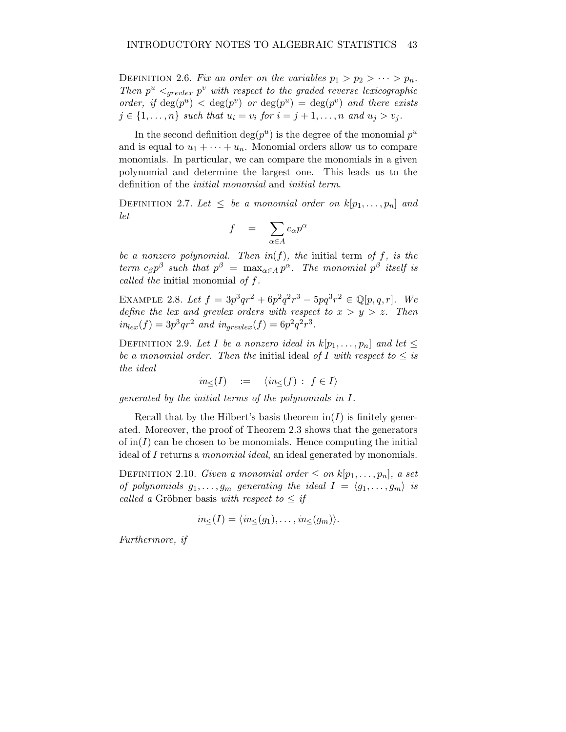Definition 2.6. *Fix an order on the variables $p_1 > p_2 > \cdots > p_n$. Then $p^u <_{grevlex} p^v$ with respect to the graded reverse lexicographic order, if $\deg(p^u) < \deg(p^v)$ or $\deg(p^u) = \deg(p^v)$ and there exists $j \in \{1, \ldots, n\}$ such that $u_i = v_i$ for $i = j+1, \ldots, n$ and $u_j > v_j$.*

In the second definition $\deg(p^u)$ is the degree of the monomial $p^u$ and is equal to $u_1 + \cdots + u_n$. Monomial orders allow us to compare monomials. In particular, we can compare the monomials in a given polynomial and determine the largest one. This leads us to the definition of the *initial monomial* and *initial term*.

Definition 2.7. *Let $\leq$ be a monomial order on $k[p_1, \ldots, p_n]$ and let*

$$f \quad = \quad \sum_{\alpha \in A} c_\alpha p^\alpha$$

*be a nonzero polynomial. Then $in(f)$, the* initial term *of $f$, is the term $c_\beta p^\beta$ such that $p^\beta = \max_{\alpha \in A} p^\alpha$. The monomial $p^\beta$ itself is called the* initial monomial *of $f$.*

Example 2.8. *Let $f = 3p^3qr^2 + 6p^2q^2r^3 - 5pq^3r^2 \in \mathbb{Q}[p, q, r]$. We define the lex and grevlex orders with respect to $x > y > z$. Then $in_{lex}(f) = 3p^3qr^2$ and $in_{grevlex}(f) = 6p^2q^2r^3$.*

Definition 2.9. *Let $I$ be a nonzero ideal in $k[p_1, \ldots, p_n]$ and let $\leq$ be a monomial order. Then the* initial ideal *of $I$ with respect to $\leq$ is the ideal*

$$in_{\leq}(I) \quad := \quad \langle in_{\leq}(f) \; : \; f \in I \rangle$$

*generated by the initial terms of the polynomials in $I$.*

Recall that by the Hilbert's basis theorem $\text{in}(I)$ is finitely generated. Moreover, the proof of Theorem 2.3 shows that the generators of $\text{in}(I)$ can be chosen to be monomials. Hence computing the initial ideal of $I$ returns a *monomial ideal*, an ideal generated by monomials.

Definition 2.10. *Given a monomial order $\leq$ on $k[p_1, \ldots, p_n]$, a set of polynomials $g_1, \ldots, g_m$ generating the ideal $I = \langle g_1, \ldots, g_m \rangle$ is called a* Gröbner basis *with respect to $\leq$ if*

$$in_{\leq}(I) = \langle in_{\leq}(g_1), \ldots, in_{\leq}(g_m) \rangle.$$

*Furthermore, if*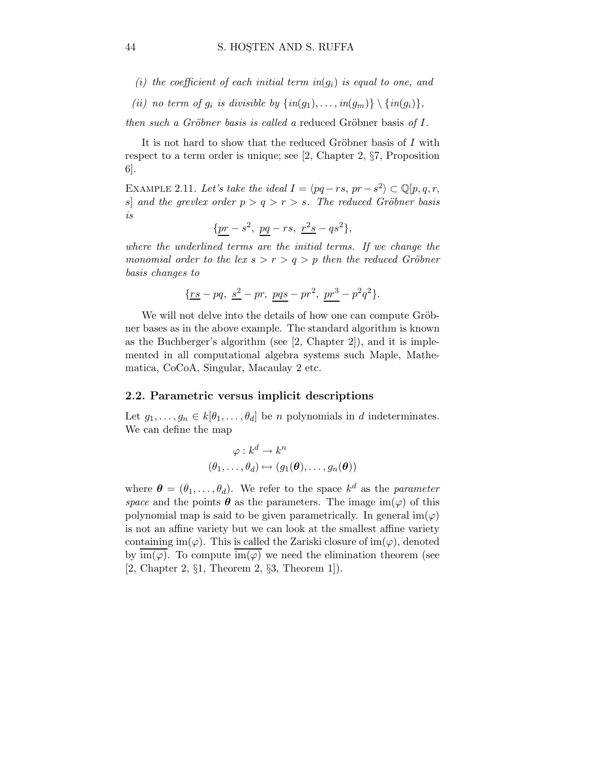*(i) the coefficient of each initial term $in(g_i)$ is equal to one, and*

*(ii) no term of $g_i$ is divisible by $\{in(g_1), \ldots, in(g_m)\} \setminus \{in(g_i)\}$,*

*then such a Gröbner basis is called a* reduced Gröbner basis *of $I$.*

It is not hard to show that the reduced Gröbner basis of $I$ with respect to a term order is unique; see [2, Chapter 2, §7, Proposition 6].

EXAMPLE 2.11. *Let's take the ideal $I = \langle pq - rs, pr - s^2 \rangle \subset \mathbb{Q}[p, q, r, s]$ and the grevlex order $p > q > r > s$. The reduced Gröbner basis is*

$$\{\underline{pr} - s^2,\ \underline{pq} - rs,\ \underline{r^2 s} - qs^2\},$$

*where the underlined terms are the initial terms. If we change the monomial order to the lex $s > r > q > p$ then the reduced Gröbner basis changes to*

$$\{\underline{rs} - pq,\ \underline{s^2} - pr,\ \underline{pqs} - pr^2,\ \underline{pr^3} - p^2q^2\}.$$

We will not delve into the details of how one can compute Gröbner bases as in the above example. The standard algorithm is known as the Buchberger's algorithm (see [2, Chapter 2]), and it is implemented in all computational algebra systems such Maple, Mathematica, CoCoA, Singular, Macaulay 2 etc.

## 2.2. Parametric versus implicit descriptions

Let $g_1, \ldots, g_n \in k[\theta_1, \ldots, \theta_d]$ be $n$ polynomials in $d$ indeterminates. We can define the map

$$\varphi : k^d \to k^n$$
$$(\theta_1, \ldots, \theta_d) \mapsto (g_1(\boldsymbol{\theta}), \ldots, g_n(\boldsymbol{\theta}))$$

where $\boldsymbol{\theta} = (\theta_1, \ldots, \theta_d)$. We refer to the space $k^d$ as the *parameter space* and the points $\boldsymbol{\theta}$ as the parameters. The image $\mathrm{im}(\varphi)$ of this polynomial map is said to be given parametrically. In general $\mathrm{im}(\varphi)$ is not an affine variety but we can look at the smallest affine variety containing $\mathrm{im}(\varphi)$. This is called the Zariski closure of $\mathrm{im}(\varphi)$, denoted by $\overline{\mathrm{im}(\varphi)}$. To compute $\overline{\mathrm{im}(\varphi)}$ we need the elimination theorem (see [2, Chapter 2, §1, Theorem 2, §3, Theorem 1]).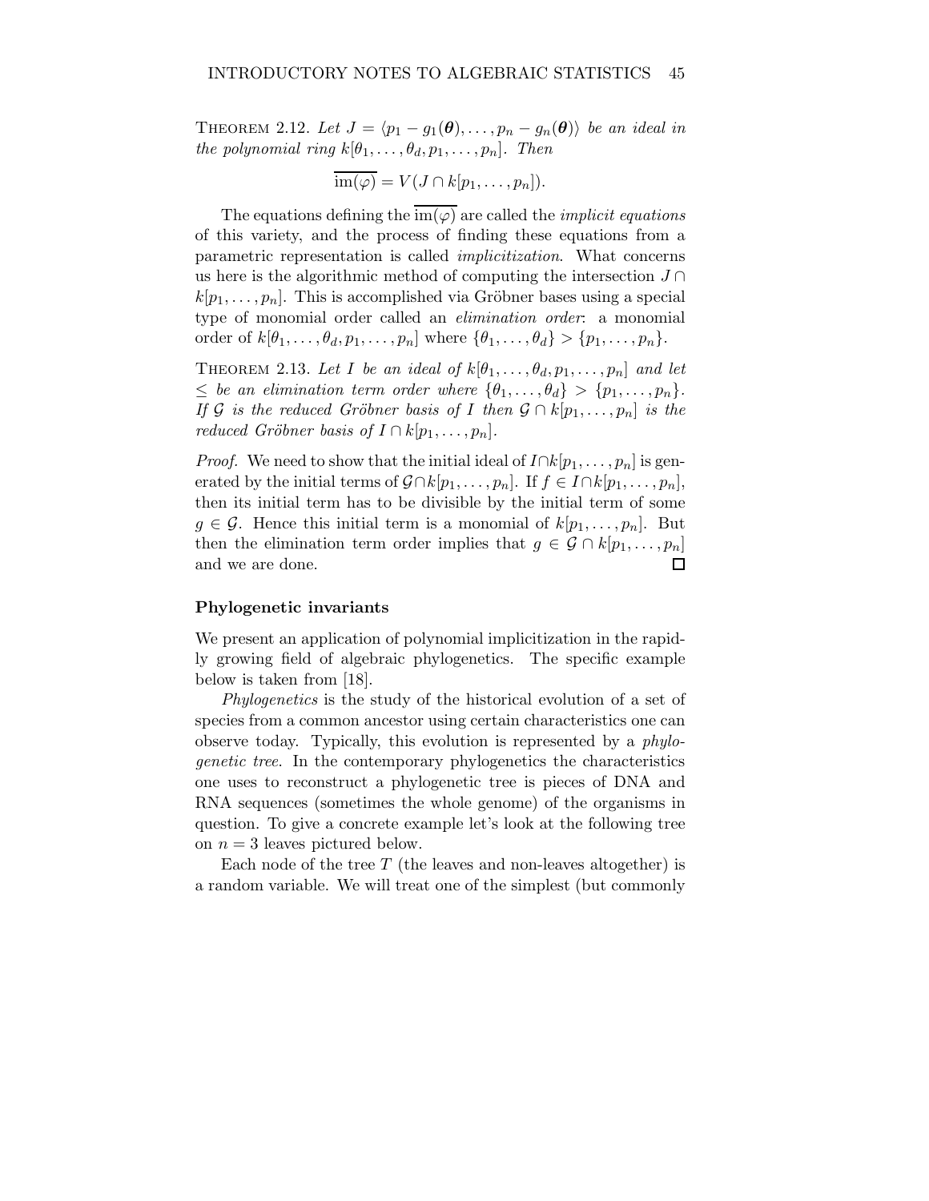**Theorem 2.12.** *Let $J = \langle p_1 - g_1(\boldsymbol{\theta}), \ldots, p_n - g_n(\boldsymbol{\theta})\rangle$ be an ideal in the polynomial ring $k[\theta_1, \ldots, \theta_d, p_1, \ldots, p_n]$. Then*

$$\overline{\operatorname{im}(\varphi)} = V(J \cap k[p_1, \ldots, p_n]).$$

The equations defining the $\overline{\operatorname{im}(\varphi)}$ are called the *implicit equations* of this variety, and the process of finding these equations from a parametric representation is called *implicitization*. What concerns us here is the algorithmic method of computing the intersection $J \cap k[p_1, \ldots, p_n]$. This is accomplished via Gröbner bases using a special type of monomial order called an *elimination order*: a monomial order of $k[\theta_1, \ldots, \theta_d, p_1, \ldots, p_n]$ where $\{\theta_1, \ldots, \theta_d\} > \{p_1, \ldots, p_n\}$.

**Theorem 2.13.** *Let $I$ be an ideal of $k[\theta_1, \ldots, \theta_d, p_1, \ldots, p_n]$ and let $\leq$ be an elimination term order where $\{\theta_1, \ldots, \theta_d\} > \{p_1, \ldots, p_n\}$. If $\mathcal{G}$ is the reduced Gröbner basis of $I$ then $\mathcal{G} \cap k[p_1, \ldots, p_n]$ is the reduced Gröbner basis of $I \cap k[p_1, \ldots, p_n]$.*

*Proof.* We need to show that the initial ideal of $I \cap k[p_1, \ldots, p_n]$ is generated by the initial terms of $\mathcal{G} \cap k[p_1, \ldots, p_n]$. If $f \in I \cap k[p_1, \ldots, p_n]$, then its initial term has to be divisible by the initial term of some $g \in \mathcal{G}$. Hence this initial term is a monomial of $k[p_1, \ldots, p_n]$. But then the elimination term order implies that $g \in \mathcal{G} \cap k[p_1, \ldots, p_n]$ and we are done. $\square$

### Phylogenetic invariants

We present an application of polynomial implicitization in the rapidly growing field of algebraic phylogenetics. The specific example below is taken from [18].

*Phylogenetics* is the study of the historical evolution of a set of species from a common ancestor using certain characteristics one can observe today. Typically, this evolution is represented by a *phylogenetic tree*. In the contemporary phylogenetics the characteristics one uses to reconstruct a phylogenetic tree is pieces of DNA and RNA sequences (sometimes the whole genome) of the organisms in question. To give a concrete example let's look at the following tree on $n = 3$ leaves pictured below.

Each node of the tree $T$ (the leaves and non-leaves altogether) is a random variable. We will treat one of the simplest (but commonly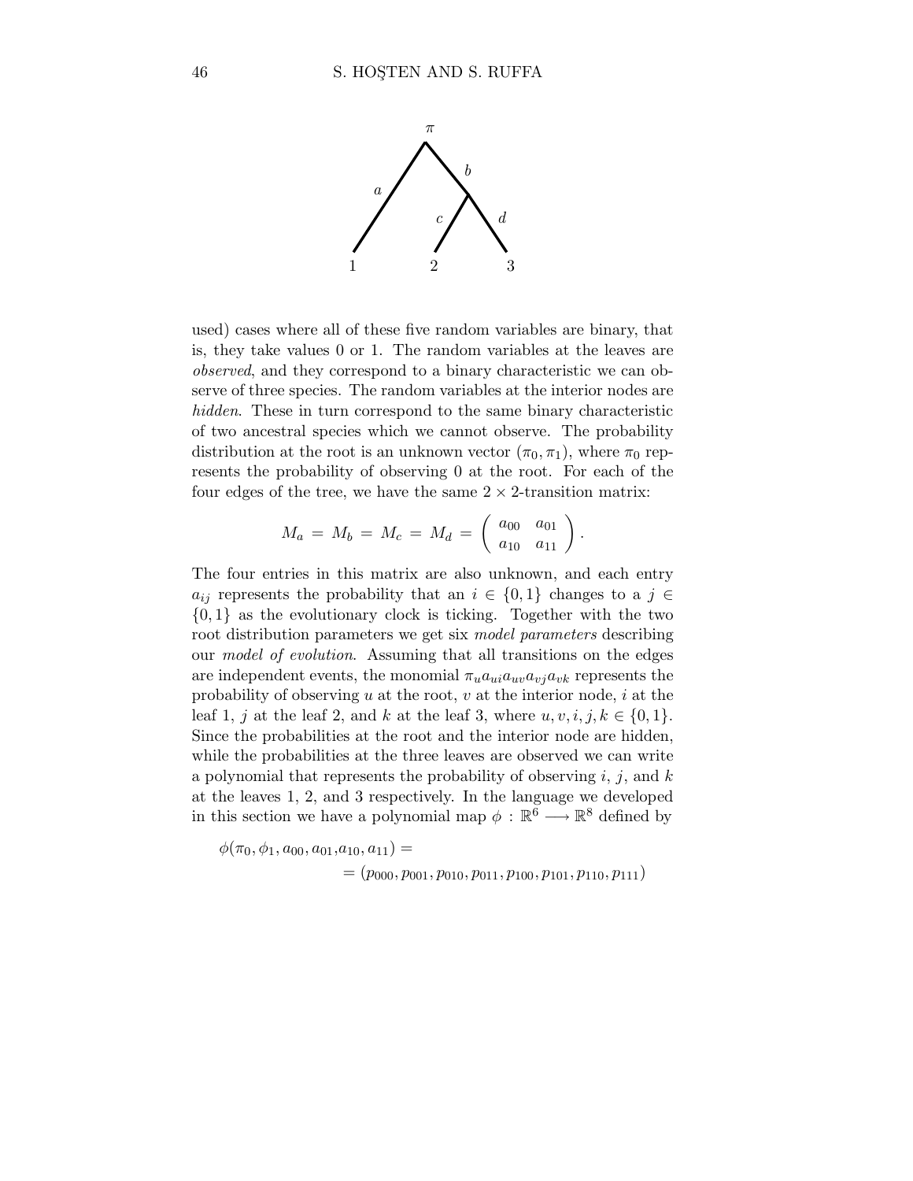used) cases where all of these five random variables are binary, that is, they take values 0 or 1. The random variables at the leaves are *observed*, and they correspond to a binary characteristic we can observe of three species. The random variables at the interior nodes are *hidden*. These in turn correspond to the same binary characteristic of two ancestral species which we cannot observe. The probability distribution at the root is an unknown vector $(\pi_0, \pi_1)$, where $\pi_0$ represents the probability of observing 0 at the root. For each of the four edges of the tree, we have the same $2 \times 2$-transition matrix:

$$M_a = M_b = M_c = M_d = \begin{pmatrix} a_{00} & a_{01} \\ a_{10} & a_{11} \end{pmatrix}.$$

The four entries in this matrix are also unknown, and each entry $a_{ij}$ represents the probability that an $i \in \{0, 1\}$ changes to a $j \in \{0, 1\}$ as the evolutionary clock is ticking. Together with the two root distribution parameters we get six *model parameters* describing our *model of evolution*. Assuming that all transitions on the edges are independent events, the monomial $\pi_u a_{ui} a_{uv} a_{vj} a_{vk}$ represents the probability of observing $u$ at the root, $v$ at the interior node, $i$ at the leaf 1, $j$ at the leaf 2, and $k$ at the leaf 3, where $u, v, i, j, k \in \{0, 1\}$. Since the probabilities at the root and the interior node are hidden, while the probabilities at the three leaves are observed we can write a polynomial that represents the probability of observing $i$, $j$, and $k$ at the leaves 1, 2, and 3 respectively. In the language we developed in this section we have a polynomial map $\phi : \mathbb{R}^6 \longrightarrow \mathbb{R}^8$ defined by

$$\phi(\pi_0, \phi_1, a_{00}, a_{01}, a_{10}, a_{11}) =$$
$$= (p_{000}, p_{001}, p_{010}, p_{011}, p_{100}, p_{101}, p_{110}, p_{111})$$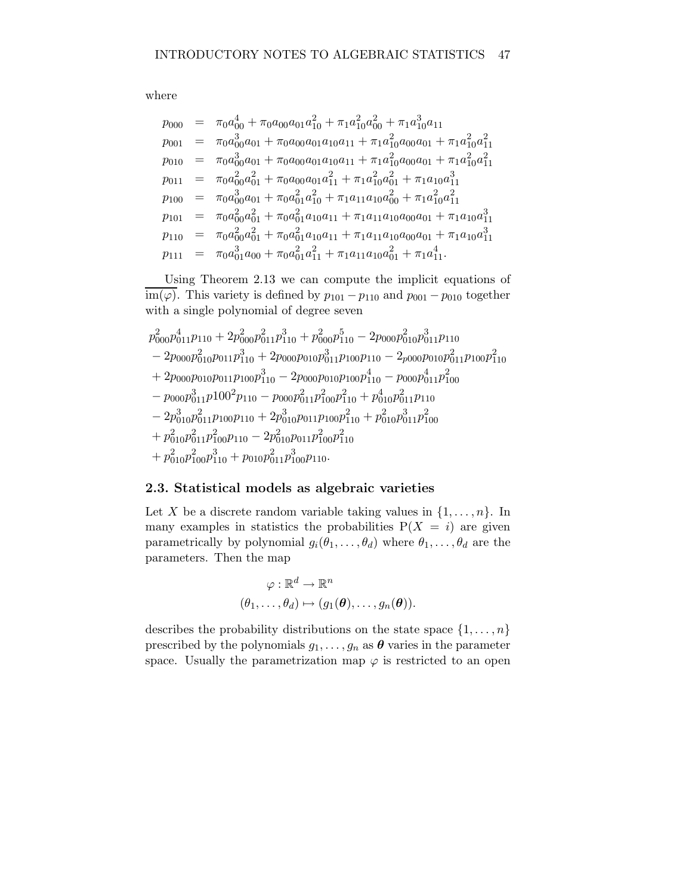where

$$
\begin{aligned}
p_{000} &= \pi_0 a_{00}^4 + \pi_0 a_{00} a_{01} a_{10}^2 + \pi_1 a_{10}^2 a_{00}^2 + \pi_1 a_{10}^3 a_{11} \\
p_{001} &= \pi_0 a_{00}^3 a_{01} + \pi_0 a_{00} a_{01} a_{10} a_{11} + \pi_1 a_{10}^2 a_{00} a_{01} + \pi_1 a_{10}^2 a_{11}^2 \\
p_{010} &= \pi_0 a_{00}^3 a_{01} + \pi_0 a_{00} a_{01} a_{10} a_{11} + \pi_1 a_{10}^2 a_{00} a_{01} + \pi_1 a_{10}^2 a_{11}^2 \\
p_{011} &= \pi_0 a_{00}^2 a_{01}^2 + \pi_0 a_{00} a_{01} a_{11}^2 + \pi_1 a_{10}^2 a_{01}^2 + \pi_1 a_{10} a_{11}^3 \\
p_{100} &= \pi_0 a_{00}^3 a_{01} + \pi_0 a_{01}^2 a_{10}^2 + \pi_1 a_{11} a_{10} a_{00}^2 + \pi_1 a_{10}^2 a_{11}^2 \\
p_{101} &= \pi_0 a_{00}^2 a_{01}^2 + \pi_0 a_{01}^2 a_{10} a_{11} + \pi_1 a_{11} a_{10} a_{00} a_{01} + \pi_1 a_{10} a_{11}^3 \\
p_{110} &= \pi_0 a_{00}^2 a_{01}^2 + \pi_0 a_{01}^2 a_{10} a_{11} + \pi_1 a_{11} a_{10} a_{00} a_{01} + \pi_1 a_{10} a_{11}^3 \\
p_{111} &= \pi_0 a_{01}^3 a_{00} + \pi_0 a_{01}^2 a_{11}^2 + \pi_1 a_{11} a_{10} a_{01}^2 + \pi_1 a_{11}^4.
\end{aligned}
$$

Using Theorem 2.13 we can compute the implicit equations of $\overline{\operatorname{im}(\varphi)}$. This variety is defined by $p_{101} - p_{110}$ and $p_{001} - p_{010}$ together with a single polynomial of degree seven

$$
\begin{aligned}
& p_{000}^2 p_{011}^4 p_{110} + 2 p_{000}^2 p_{011}^2 p_{110}^3 + p_{000}^2 p_{110}^5 - 2 p_{000} p_{010}^2 p_{011}^3 p_{110} \\
& - 2 p_{000} p_{010}^2 p_{011} p_{110}^3 + 2 p_{000} p_{010} p_{011}^3 p_{100} p_{110} - 2 p_{000} p_{010} p_{011}^2 p_{100} p_{110}^2 \\
& + 2 p_{000} p_{010} p_{011} p_{100} p_{110}^3 - 2 p_{000} p_{010} p_{100} p_{110}^4 - p_{000} p_{011}^4 p_{100}^2 \\
& - p_{000} p_{011}^3 p100^2 p_{110} - p_{000} p_{011}^2 p_{100}^2 p_{110}^2 + p_{010}^4 p_{011}^2 p_{110} \\
& - 2 p_{010}^3 p_{011}^2 p_{100} p_{110} + 2 p_{010}^3 p_{011} p_{100} p_{110}^2 + p_{010}^2 p_{011}^3 p_{100}^2 \\
& + p_{010}^2 p_{011}^2 p_{100}^2 p_{110} - 2 p_{010}^2 p_{011} p_{100}^2 p_{110}^2 \\
& + p_{010}^2 p_{100}^2 p_{110}^3 + p_{010} p_{011}^2 p_{100}^3 p_{110}.
\end{aligned}
$$

## 2.3. Statistical models as algebraic varieties

Let $X$ be a discrete random variable taking values in $\{1, \ldots, n\}$. In many examples in statistics the probabilities $\mathrm{P}(X = i)$ are given parametrically by polynomial $g_i(\theta_1, \ldots, \theta_d)$ where $\theta_1, \ldots, \theta_d$ are the parameters. Then the map

$$
\begin{aligned}
\varphi &: \mathbb{R}^d \to \mathbb{R}^n \\
(\theta_1, \ldots, \theta_d) &\mapsto (g_1(\boldsymbol{\theta}), \ldots, g_n(\boldsymbol{\theta})).
\end{aligned}
$$

describes the probability distributions on the state space $\{1, \ldots, n\}$ prescribed by the polynomials $g_1, \ldots, g_n$ as $\boldsymbol{\theta}$ varies in the parameter space. Usually the parametrization map $\varphi$ is restricted to an open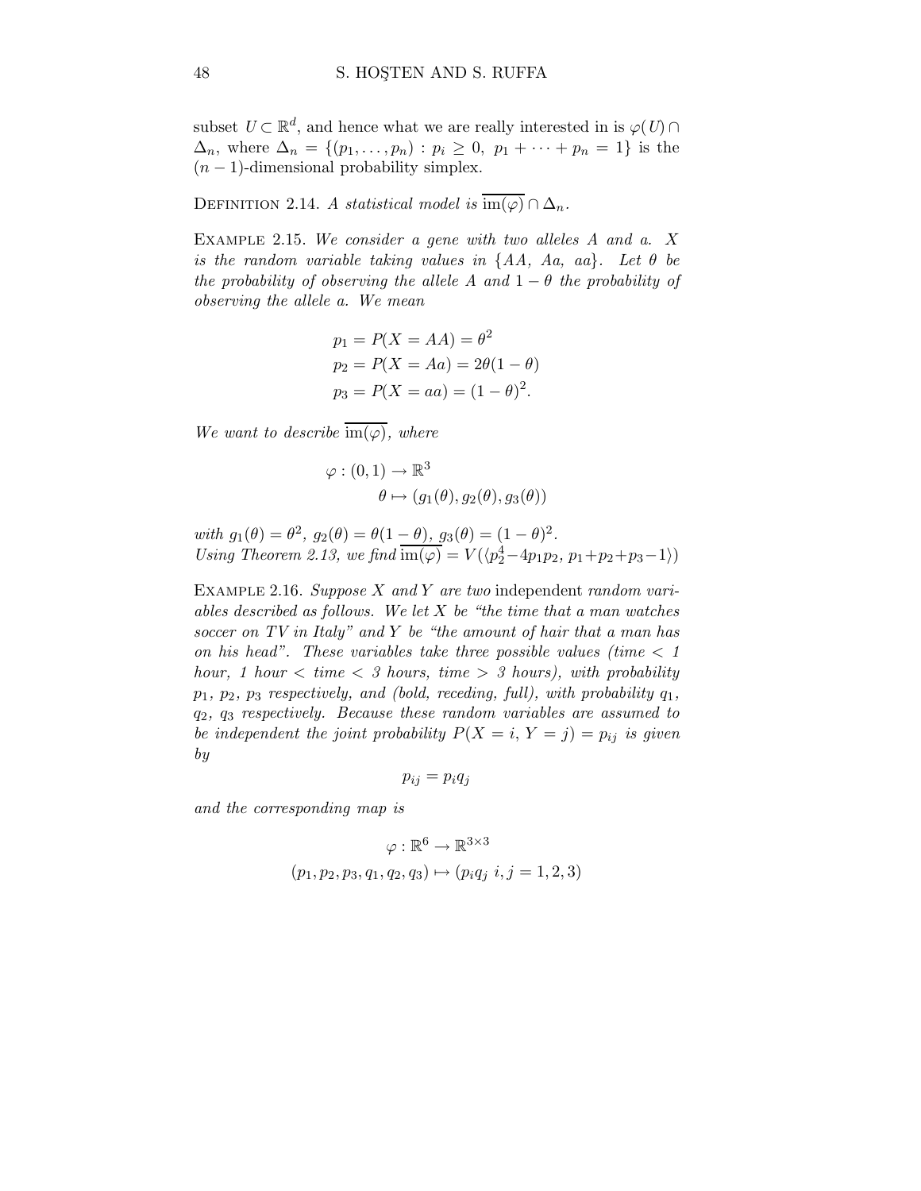subset $U \subset \mathbb{R}^d$, and hence what we are really interested in is $\varphi(U) \cap \Delta_n$, where $\Delta_n = \{(p_1, \dots, p_n) : p_i \geq 0,\ p_1 + \cdots + p_n = 1\}$ is the $(n-1)$-dimensional probability simplex.

Definition 2.14. *A statistical model is* $\overline{\mathrm{im}(\varphi)} \cap \Delta_n$.

Example 2.15. *We consider a gene with two alleles $A$ and $a$. $X$ is the random variable taking values in $\{AA,\ Aa,\ aa\}$. Let $\theta$ be the probability of observing the allele $A$ and $1-\theta$ the probability of observing the allele $a$. We mean*

$$
\begin{aligned}
p_1 &= P(X = AA) = \theta^2 \\
p_2 &= P(X = Aa) = 2\theta(1-\theta) \\
p_3 &= P(X = aa) = (1-\theta)^2.
\end{aligned}
$$

*We want to describe* $\overline{\mathrm{im}(\varphi)}$*, where*

$$
\begin{aligned}
\varphi : (0,1) &\to \mathbb{R}^3 \\
\theta &\mapsto (g_1(\theta), g_2(\theta), g_3(\theta))
\end{aligned}
$$

*with* $g_1(\theta) = \theta^2,\ g_2(\theta) = \theta(1-\theta),\ g_3(\theta) = (1-\theta)^2$.
*Using Theorem 2.13, we find* $\overline{\mathrm{im}(\varphi)} = V(\langle p_2^4 - 4p_1p_2,\ p_1+p_2+p_3-1\rangle)$

Example 2.16. *Suppose $X$ and $Y$ are two* independent *random variables described as follows. We let $X$ be "the time that a man watches soccer on TV in Italy" and $Y$ be "the amount of hair that a man has on his head". These variables take three possible values (time < 1 hour, 1 hour < time < 3 hours, time > 3 hours), with probability $p_1$, $p_2$, $p_3$ respectively, and (bold, receding, full), with probability $q_1$, $q_2$, $q_3$ respectively. Because these random variables are assumed to be independent the joint probability $P(X = i, Y = j) = p_{ij}$ is given by*

$$p_{ij} = p_i q_j$$

*and the corresponding map is*

$$
\begin{aligned}
\varphi : \mathbb{R}^6 &\to \mathbb{R}^{3\times 3} \\
(p_1, p_2, p_3, q_1, q_2, q_3) &\mapsto (p_i q_j \ \ i, j = 1, 2, 3)
\end{aligned}
$$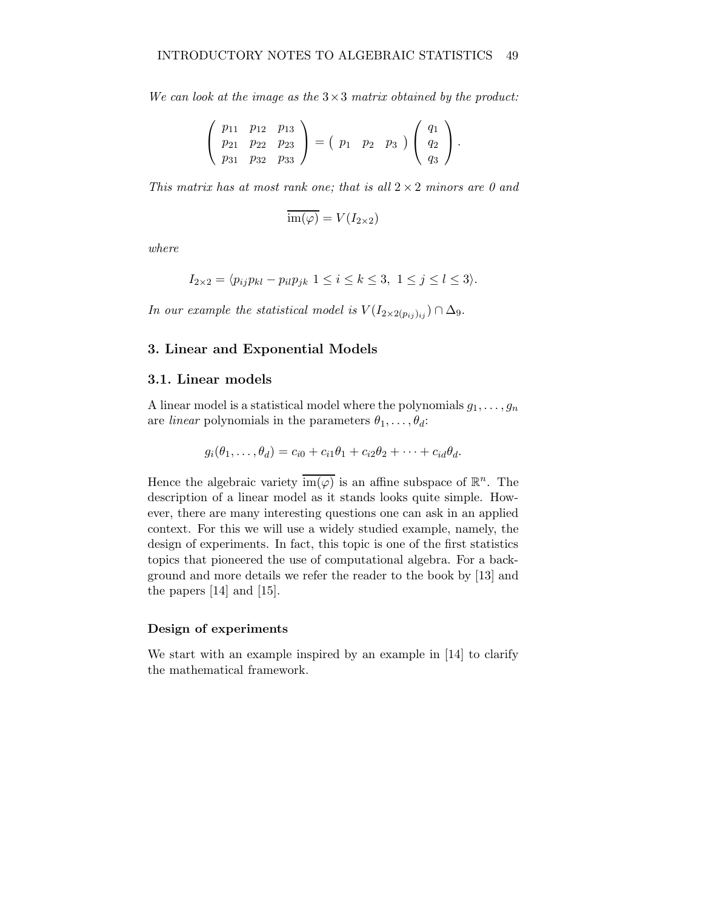*We can look at the image as the $3 \times 3$ matrix obtained by the product:*

$$\begin{pmatrix} p_{11} & p_{12} & p_{13} \\ p_{21} & p_{22} & p_{23} \\ p_{31} & p_{32} & p_{33} \end{pmatrix} = \begin{pmatrix} p_1 & p_2 & p_3 \end{pmatrix} \begin{pmatrix} q_1 \\ q_2 \\ q_3 \end{pmatrix}.$$

*This matrix has at most rank one; that is all $2 \times 2$ minors are 0 and*

$$\overline{\mathrm{im}(\varphi)} = V(I_{2\times 2})$$

*where*

$$I_{2\times 2} = \langle p_{ij}p_{kl} - p_{il}p_{jk} \ 1 \leq i \leq k \leq 3, \ 1 \leq j \leq l \leq 3 \rangle.$$

*In our example the statistical model is $V(I_{2\times 2(p_{ij})_{ij}}) \cap \Delta_9$.*

## 3. Linear and Exponential Models

### 3.1. Linear models

A linear model is a statistical model where the polynomials $g_1, \ldots, g_n$ are *linear* polynomials in the parameters $\theta_1, \ldots, \theta_d$:

$$g_i(\theta_1, \ldots, \theta_d) = c_{i0} + c_{i1}\theta_1 + c_{i2}\theta_2 + \cdots + c_{id}\theta_d.$$

Hence the algebraic variety $\overline{\mathrm{im}(\varphi)}$ is an affine subspace of $\mathbb{R}^n$. The description of a linear model as it stands looks quite simple. However, there are many interesting questions one can ask in an applied context. For this we will use a widely studied example, namely, the design of experiments. In fact, this topic is one of the first statistics topics that pioneered the use of computational algebra. For a background and more details we refer the reader to the book by [13] and the papers [14] and [15].

#### Design of experiments

We start with an example inspired by an example in [14] to clarify the mathematical framework.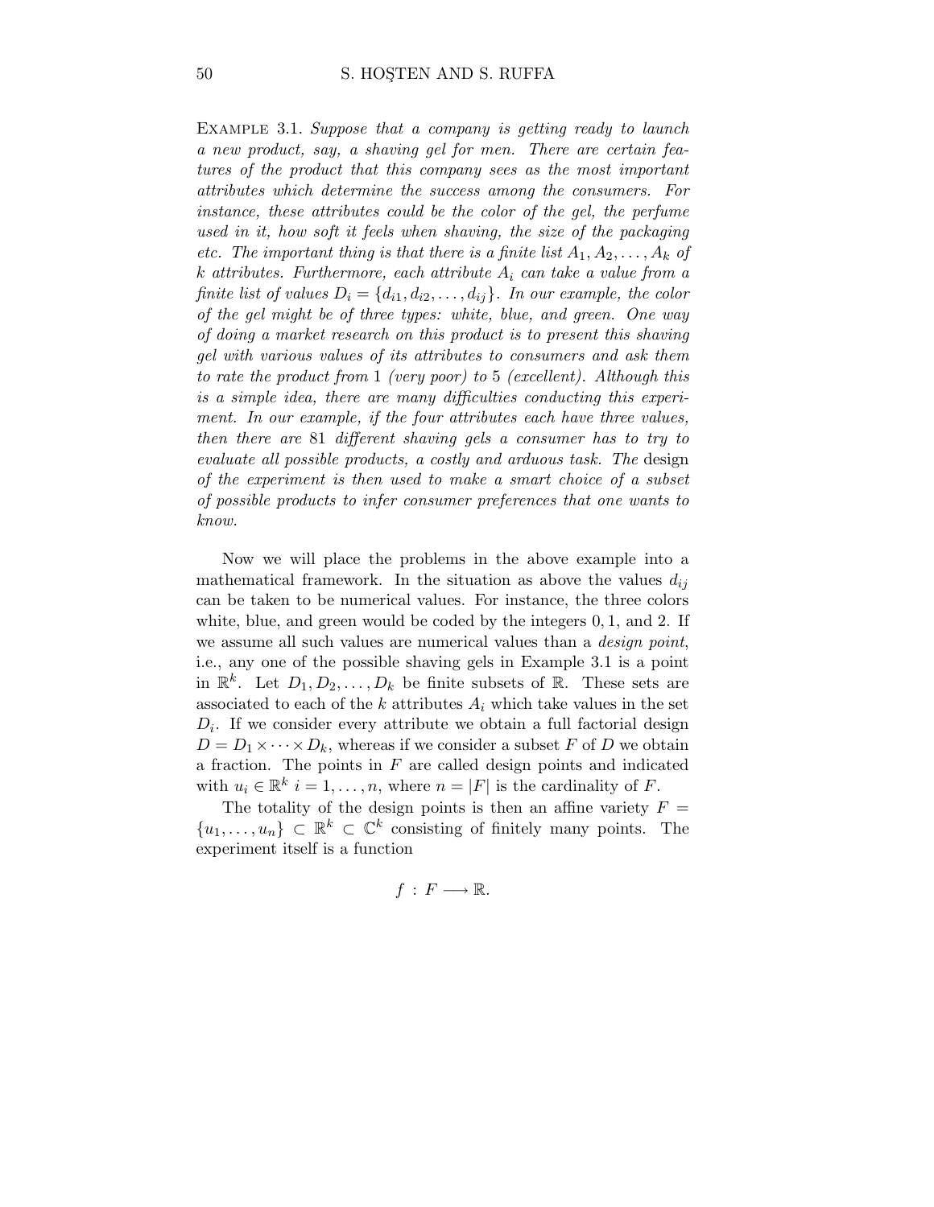Example 3.1. *Suppose that a company is getting ready to launch a new product, say, a shaving gel for men. There are certain features of the product that this company sees as the most important attributes which determine the success among the consumers. For instance, these attributes could be the color of the gel, the perfume used in it, how soft it feels when shaving, the size of the packaging etc. The important thing is that there is a finite list $A_1, A_2, \ldots, A_k$ of $k$ attributes. Furthermore, each attribute $A_i$ can take a value from a finite list of values $D_i = \{d_{i1}, d_{i2}, \ldots, d_{ij}\}$. In our example, the color of the gel might be of three types: white, blue, and green. One way of doing a market research on this product is to present this shaving gel with various values of its attributes to consumers and ask them to rate the product from 1 (very poor) to 5 (excellent). Although this is a simple idea, there are many difficulties conducting this experiment. In our example, if the four attributes each have three values, then there are 81 different shaving gels a consumer has to try to evaluate all possible products, a costly and arduous task. The* design *of the experiment is then used to make a smart choice of a subset of possible products to infer consumer preferences that one wants to know.*

Now we will place the problems in the above example into a mathematical framework. In the situation as above the values $d_{ij}$ can be taken to be numerical values. For instance, the three colors white, blue, and green would be coded by the integers $0, 1$, and $2$. If we assume all such values are numerical values than a *design point*, i.e., any one of the possible shaving gels in Example 3.1 is a point in $\mathbb{R}^k$. Let $D_1, D_2, \ldots, D_k$ be finite subsets of $\mathbb{R}$. These sets are associated to each of the $k$ attributes $A_i$ which take values in the set $D_i$. If we consider every attribute we obtain a full factorial design $D = D_1 \times \cdots \times D_k$, whereas if we consider a subset $F$ of $D$ we obtain a fraction. The points in $F$ are called design points and indicated with $u_i \in \mathbb{R}^k$ $i = 1, \ldots, n$, where $n = |F|$ is the cardinality of $F$.

The totality of the design points is then an affine variety $F = \{u_1, \ldots, u_n\} \subset \mathbb{R}^k \subset \mathbb{C}^k$ consisting of finitely many points. The experiment itself is a function

$$f : F \longrightarrow \mathbb{R}.$$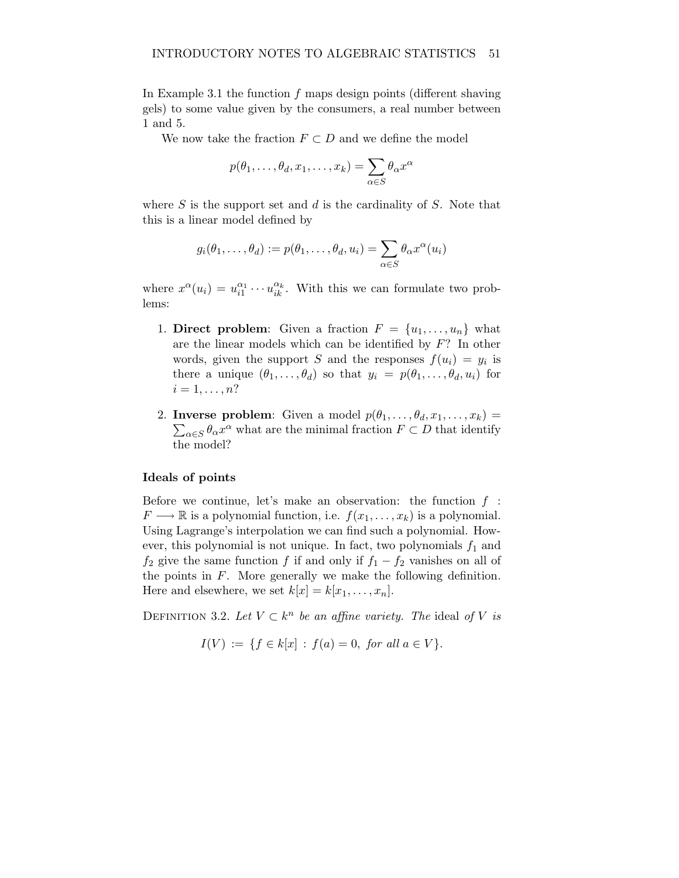In Example 3.1 the function $f$ maps design points (different shaving gels) to some value given by the consumers, a real number between 1 and 5.

We now take the fraction $F \subset D$ and we define the model

$$p(\theta_1, \ldots, \theta_d, x_1, \ldots, x_k) = \sum_{\alpha \in S} \theta_\alpha x^\alpha$$

where $S$ is the support set and $d$ is the cardinality of $S$. Note that this is a linear model defined by

$$g_i(\theta_1, \ldots, \theta_d) := p(\theta_1, \ldots, \theta_d, u_i) = \sum_{\alpha \in S} \theta_\alpha x^\alpha(u_i)$$

where $x^\alpha(u_i) = u_{i1}^{\alpha_1} \cdots u_{ik}^{\alpha_k}$. With this we can formulate two problems:

1. **Direct problem**: Given a fraction $F = \{u_1, \ldots, u_n\}$ what are the linear models which can be identified by $F$? In other words, given the support $S$ and the responses $f(u_i) = y_i$ is there a unique $(\theta_1, \ldots, \theta_d)$ so that $y_i = p(\theta_1, \ldots, \theta_d, u_i)$ for $i = 1, \ldots, n$?

2. **Inverse problem**: Given a model $p(\theta_1, \ldots, \theta_d, x_1, \ldots, x_k) = \sum_{\alpha \in S} \theta_\alpha x^\alpha$ what are the minimal fraction $F \subset D$ that identify the model?

### Ideals of points

Before we continue, let's make an observation: the function $f : F \longrightarrow \mathbb{R}$ is a polynomial function, i.e. $f(x_1, \ldots, x_k)$ is a polynomial. Using Lagrange's interpolation we can find such a polynomial. However, this polynomial is not unique. In fact, two polynomials $f_1$ and $f_2$ give the same function $f$ if and only if $f_1 - f_2$ vanishes on all of the points in $F$. More generally we make the following definition. Here and elsewhere, we set $k[x] = k[x_1, \ldots, x_n]$.

Definition 3.2. *Let $V \subset k^n$ be an affine variety. The* ideal *of $V$ is*

$$I(V) := \{f \in k[x] : f(a) = 0, \text{ for all } a \in V\}.$$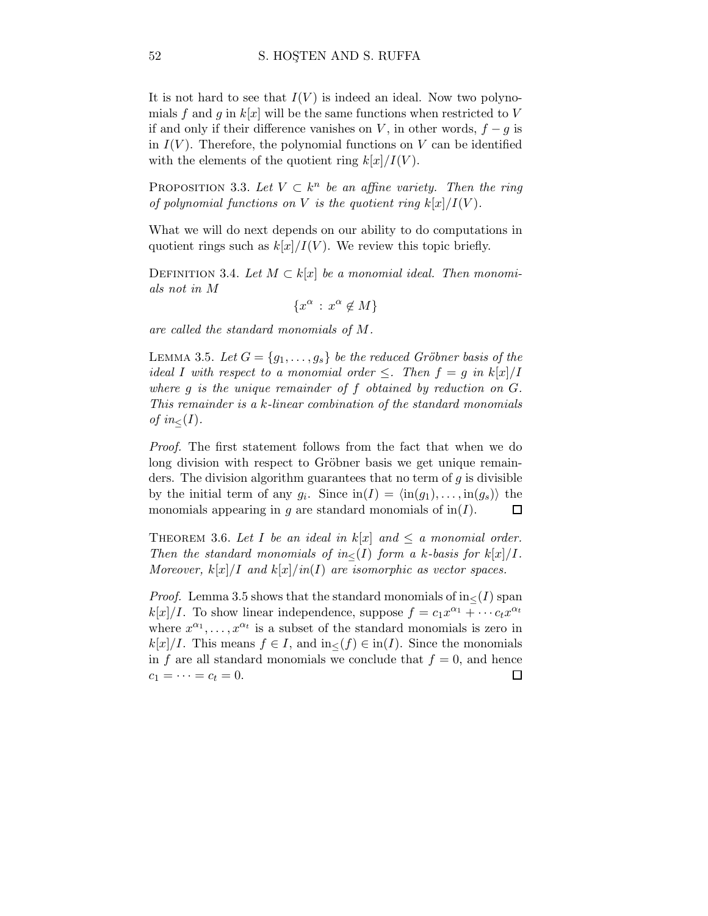It is not hard to see that $I(V)$ is indeed an ideal. Now two polynomials $f$ and $g$ in $k[x]$ will be the same functions when restricted to $V$ if and only if their difference vanishes on $V$, in other words, $f - g$ is in $I(V)$. Therefore, the polynomial functions on $V$ can be identified with the elements of the quotient ring $k[x]/I(V)$.

Proposition 3.3. *Let $V \subset k^n$ be an affine variety. Then the ring of polynomial functions on $V$ is the quotient ring $k[x]/I(V)$.*

What we will do next depends on our ability to do computations in quotient rings such as $k[x]/I(V)$. We review this topic briefly.

Definition 3.4. *Let $M \subset k[x]$ be a monomial ideal. Then monomials not in $M$*

$$\{x^\alpha \,:\, x^\alpha \notin M\}$$

*are called the standard monomials of $M$.*

Lemma 3.5. *Let $G = \{g_1, \ldots, g_s\}$ be the reduced Gröbner basis of the ideal $I$ with respect to a monomial order $\leq$. Then $f = g$ in $k[x]/I$ where $g$ is the unique remainder of $f$ obtained by reduction on $G$. This remainder is a $k$-linear combination of the standard monomials of $in_{\leq}(I)$.*

*Proof.* The first statement follows from the fact that when we do long division with respect to Gröbner basis we get unique remainders. The division algorithm guarantees that no term of $g$ is divisible by the initial term of any $g_i$. Since $\text{in}(I) = \langle \text{in}(g_1), \ldots, \text{in}(g_s) \rangle$ the monomials appearing in $g$ are standard monomials of $\text{in}(I)$. $\square$

Theorem 3.6. *Let $I$ be an ideal in $k[x]$ and $\leq$ a monomial order. Then the standard monomials of $in_{\leq}(I)$ form a $k$-basis for $k[x]/I$. Moreover, $k[x]/I$ and $k[x]/in(I)$ are isomorphic as vector spaces.*

*Proof.* Lemma 3.5 shows that the standard monomials of $\text{in}_{\leq}(I)$ span $k[x]/I$. To show linear independence, suppose $f = c_1 x^{\alpha_1} + \cdots c_t x^{\alpha_t}$ where $x^{\alpha_1}, \ldots, x^{\alpha_t}$ is a subset of the standard monomials is zero in $k[x]/I$. This means $f \in I$, and $\text{in}_{\leq}(f) \in \text{in}(I)$. Since the monomials in $f$ are all standard monomials we conclude that $f = 0$, and hence $c_1 = \cdots = c_t = 0$. $\square$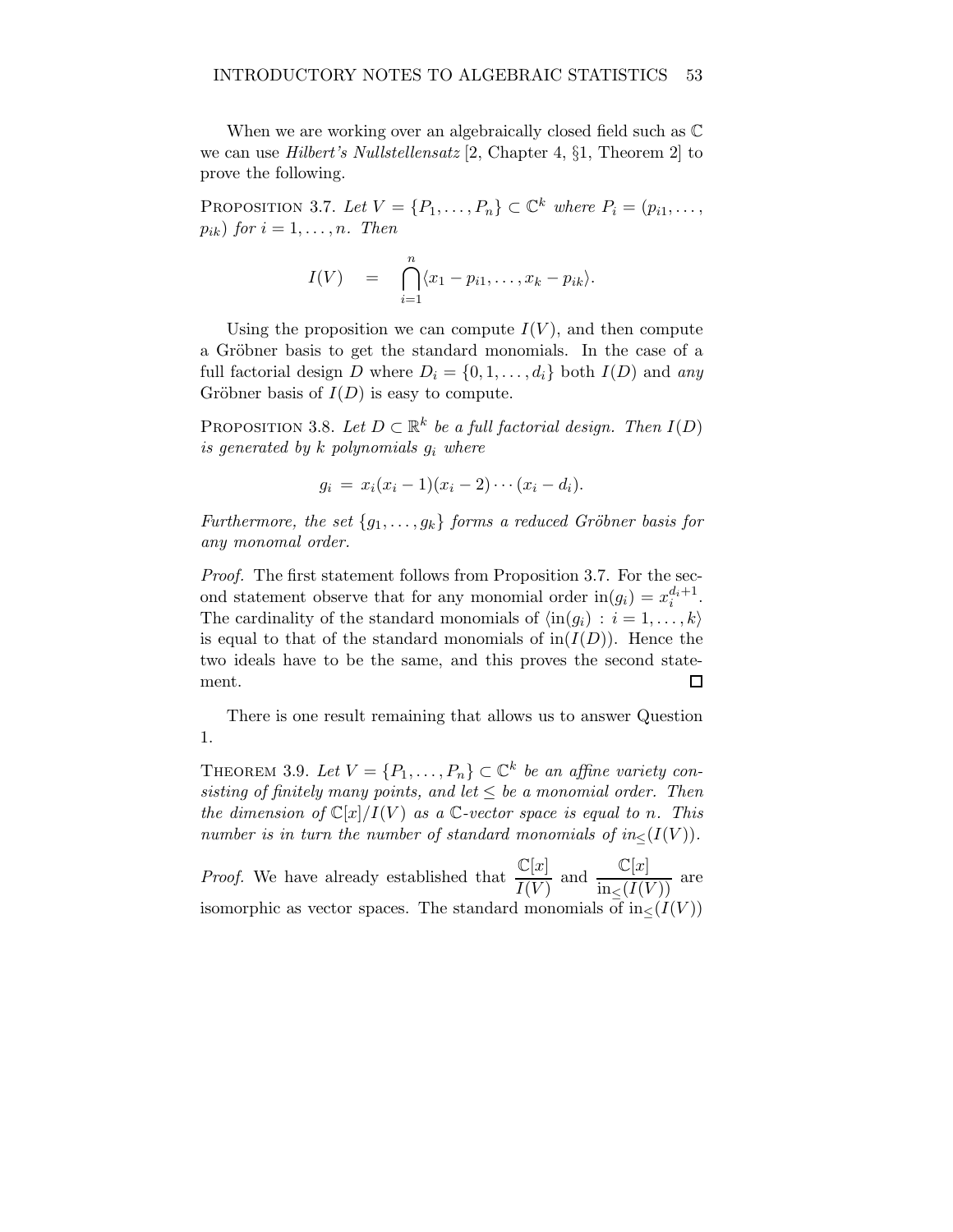When we are working over an algebraically closed field such as $\mathbb{C}$ we can use *Hilbert's Nullstellensatz* [2, Chapter 4, §1, Theorem 2] to prove the following.

PROPOSITION 3.7. *Let* $V = \{P_1, \ldots, P_n\} \subset \mathbb{C}^k$ *where* $P_i = (p_{i1}, \ldots, p_{ik})$ *for* $i = 1, \ldots, n$. *Then*

$$I(V) \quad = \quad \bigcap_{i=1}^{n} \langle x_1 - p_{i1}, \ldots, x_k - p_{ik} \rangle.$$

Using the proposition we can compute $I(V)$, and then compute a Gröbner basis to get the standard monomials. In the case of a full factorial design $D$ where $D_i = \{0, 1, \ldots, d_i\}$ both $I(D)$ and *any* Gröbner basis of $I(D)$ is easy to compute.

PROPOSITION 3.8. *Let* $D \subset \mathbb{R}^k$ *be a full factorial design. Then* $I(D)$ *is generated by* $k$ *polynomials* $g_i$ *where*

$$g_i \, = \, x_i(x_i - 1)(x_i - 2) \cdots (x_i - d_i).$$

*Furthermore, the set* $\{g_1, \ldots, g_k\}$ *forms a reduced Gröbner basis for any monomal order.*

*Proof.* The first statement follows from Proposition 3.7. For the second statement observe that for any monomial order $\text{in}(g_i) = x_i^{d_i+1}$. The cardinality of the standard monomials of $\langle \text{in}(g_i) \, : \, i = 1, \ldots, k \rangle$ is equal to that of the standard monomials of $\text{in}(I(D))$. Hence the two ideals have to be the same, and this proves the second statement. $\square$

There is one result remaining that allows us to answer Question 1.

THEOREM 3.9. *Let* $V = \{P_1, \ldots, P_n\} \subset \mathbb{C}^k$ *be an affine variety consisting of finitely many points, and let* $\leq$ *be a monomial order. Then the dimension of* $\mathbb{C}[x]/I(V)$ *as a* $\mathbb{C}$*-vector space is equal to* $n$. *This number is in turn the number of standard monomials of* $in_{\leq}(I(V))$.

*Proof.* We have already established that $\dfrac{\mathbb{C}[x]}{I(V)}$ and $\dfrac{\mathbb{C}[x]}{\text{in}_{\leq}(I(V))}$ are isomorphic as vector spaces. The standard monomials of $\text{in}_{\leq}(I(V))$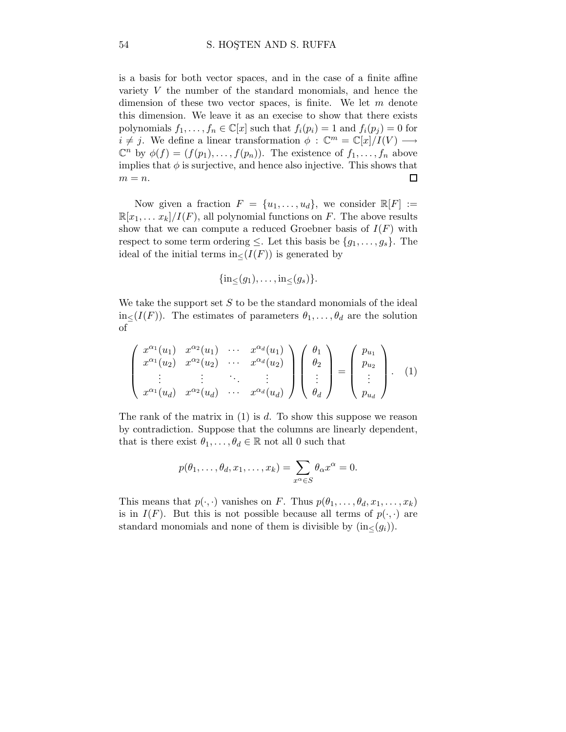is a basis for both vector spaces, and in the case of a finite affine variety $V$ the number of the standard monomials, and hence the dimension of these two vector spaces, is finite. We let $m$ denote this dimension. We leave it as an execise to show that there exists polynomials $f_1, \ldots, f_n \in \mathbb{C}[x]$ such that $f_i(p_i) = 1$ and $f_i(p_j) = 0$ for $i \neq j$. We define a linear transformation $\phi : \mathbb{C}^m = \mathbb{C}[x]/I(V) \longrightarrow \mathbb{C}^n$ by $\phi(f) = (f(p_1), \ldots, f(p_n))$. The existence of $f_1, \ldots, f_n$ above implies that $\phi$ is surjective, and hence also injective. This shows that $m = n$. □

Now given a fraction $F = \{u_1, \ldots, u_d\}$, we consider $\mathbb{R}[F] := \mathbb{R}[x_1, \ldots x_k]/I(F)$, all polynomial functions on $F$. The above results show that we can compute a reduced Groebner basis of $I(F)$ with respect to some term ordering $\leq$. Let this basis be $\{g_1, \ldots, g_s\}$. The ideal of the initial terms $\text{in}_{\leq}(I(F))$ is generated by

$$\{\text{in}_{\leq}(g_1), \ldots, \text{in}_{\leq}(g_s)\}.$$

We take the support set $S$ to be the standard monomials of the ideal $\text{in}_{\leq}(I(F))$. The estimates of parameters $\theta_1, \ldots, \theta_d$ are the solution of

$$\begin{pmatrix} x^{\alpha_1}(u_1) & x^{\alpha_2}(u_1) & \cdots & x^{\alpha_d}(u_1) \\ x^{\alpha_1}(u_2) & x^{\alpha_2}(u_2) & \cdots & x^{\alpha_d}(u_2) \\ \vdots & \vdots & \ddots & \vdots \\ x^{\alpha_1}(u_d) & x^{\alpha_2}(u_d) & \cdots & x^{\alpha_d}(u_d) \end{pmatrix} \begin{pmatrix} \theta_1 \\ \theta_2 \\ \vdots \\ \theta_d \end{pmatrix} = \begin{pmatrix} p_{u_1} \\ p_{u_2} \\ \vdots \\ p_{u_d} \end{pmatrix}. \quad (1)$$

The rank of the matrix in (1) is $d$. To show this suppose we reason by contradiction. Suppose that the columns are linearly dependent, that is there exist $\theta_1, \ldots, \theta_d \in \mathbb{R}$ not all 0 such that

$$p(\theta_1, \ldots, \theta_d, x_1, \ldots, x_k) = \sum_{x^\alpha \in S} \theta_\alpha x^\alpha = 0.$$

This means that $p(\cdot, \cdot)$ vanishes on $F$. Thus $p(\theta_1, \ldots, \theta_d, x_1, \ldots, x_k)$ is in $I(F)$. But this is not possible because all terms of $p(\cdot, \cdot)$ are standard monomials and none of them is divisible by $(\text{in}_{\leq}(g_i))$.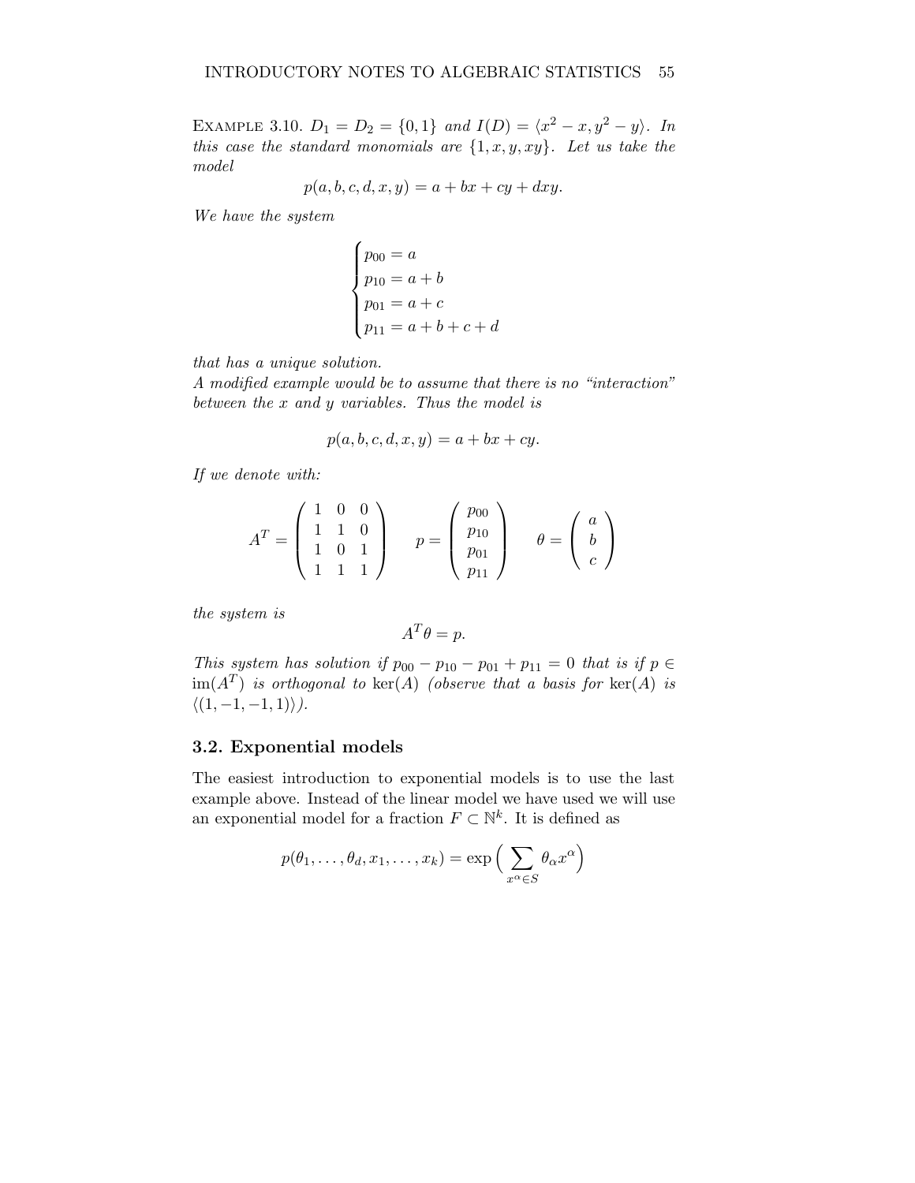*Example 3.10.* $D_1 = D_2 = \{0, 1\}$ *and* $I(D) = \langle x^2 - x, y^2 - y \rangle$. *In this case the standard monomials are* $\{1, x, y, xy\}$. *Let us take the model*

$$p(a, b, c, d, x, y) = a + bx + cy + dxy.$$

*We have the system*

$$\begin{cases} p_{00} = a \\ p_{10} = a + b \\ p_{01} = a + c \\ p_{11} = a + b + c + d \end{cases}$$

*that has a unique solution.*
*A modified example would be to assume that there is no "interaction" between the* $x$ *and* $y$ *variables. Thus the model is*

$$p(a, b, c, d, x, y) = a + bx + cy.$$

*If we denote with:*

$$A^T = \begin{pmatrix} 1 & 0 & 0 \\ 1 & 1 & 0 \\ 1 & 0 & 1 \\ 1 & 1 & 1 \end{pmatrix} \qquad p = \begin{pmatrix} p_{00} \\ p_{10} \\ p_{01} \\ p_{11} \end{pmatrix} \qquad \theta = \begin{pmatrix} a \\ b \\ c \end{pmatrix}$$

*the system is*

$$A^T \theta = p.$$

*This system has solution if* $p_{00} - p_{10} - p_{01} + p_{11} = 0$ *that is if* $p \in \operatorname{im}(A^T)$ *is orthogonal to* $\ker(A)$ *(observe that a basis for* $\ker(A)$ *is* $\langle (1, -1, -1, 1) \rangle$*).*

## 3.2. Exponential models

The easiest introduction to exponential models is to use the last example above. Instead of the linear model we have used we will use an exponential model for a fraction $F \subset \mathbb{N}^k$. It is defined as

$$p(\theta_1, \ldots, \theta_d, x_1, \ldots, x_k) = \exp\Big( \sum_{x^\alpha \in S} \theta_\alpha x^\alpha \Big)$$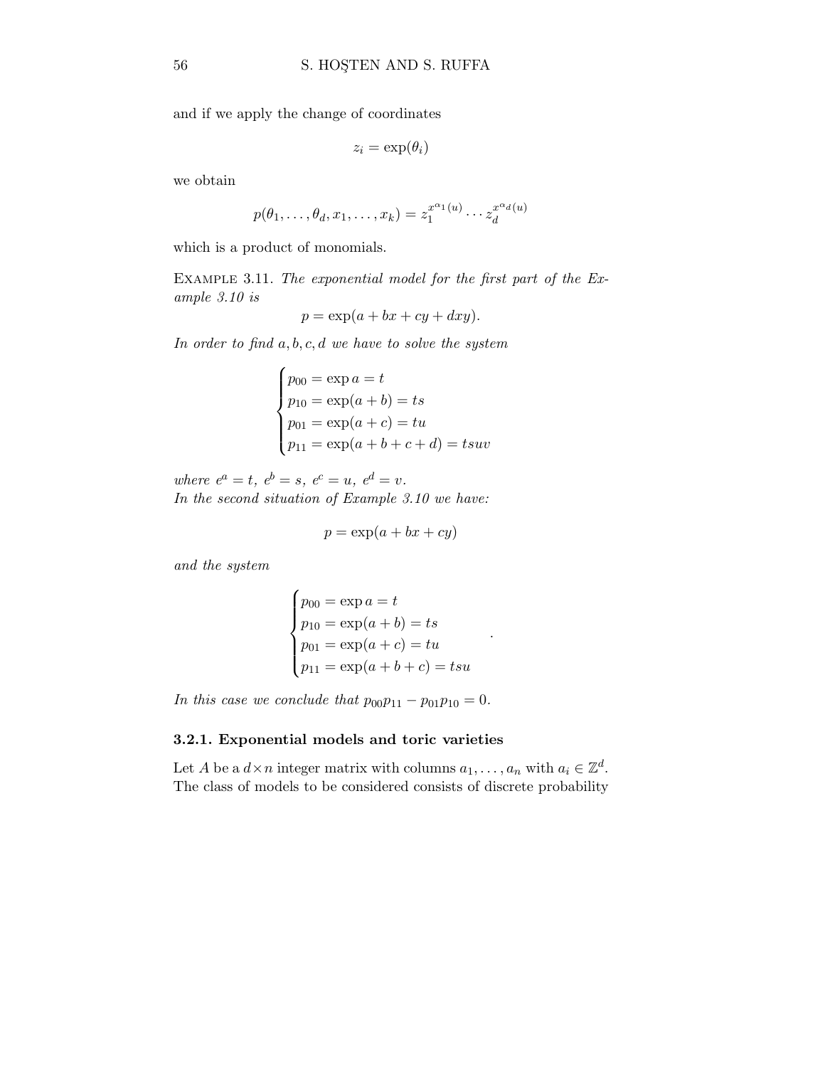and if we apply the change of coordinates

$$z_i = \exp(\theta_i)$$

we obtain

$$p(\theta_1, \ldots, \theta_d, x_1, \ldots, x_k) = z_1^{x^{\alpha_1}(u)} \cdots z_d^{x^{\alpha_d}(u)}$$

which is a product of monomials.

Example 3.11. *The exponential model for the first part of the Example 3.10 is*

$$p = \exp(a + bx + cy + dxy).$$

*In order to find $a, b, c, d$ we have to solve the system*

$$\begin{cases} p_{00} = \exp a = t \\ p_{10} = \exp(a+b) = ts \\ p_{01} = \exp(a+c) = tu \\ p_{11} = \exp(a+b+c+d) = tsuv \end{cases}$$

*where $e^a = t,\ e^b = s,\ e^c = u,\ e^d = v$.*
*In the second situation of Example 3.10 we have:*

$$p = \exp(a + bx + cy)$$

*and the system*

$$\begin{cases} p_{00} = \exp a = t \\ p_{10} = \exp(a+b) = ts \\ p_{01} = \exp(a+c) = tu \\ p_{11} = \exp(a+b+c) = tsu \end{cases}.$$

*In this case we conclude that $p_{00}p_{11} - p_{01}p_{10} = 0$.*

#### 3.2.1. Exponential models and toric varieties

Let $A$ be a $d \times n$ integer matrix with columns $a_1, \ldots, a_n$ with $a_i \in \mathbb{Z}^d$. The class of models to be considered consists of discrete probability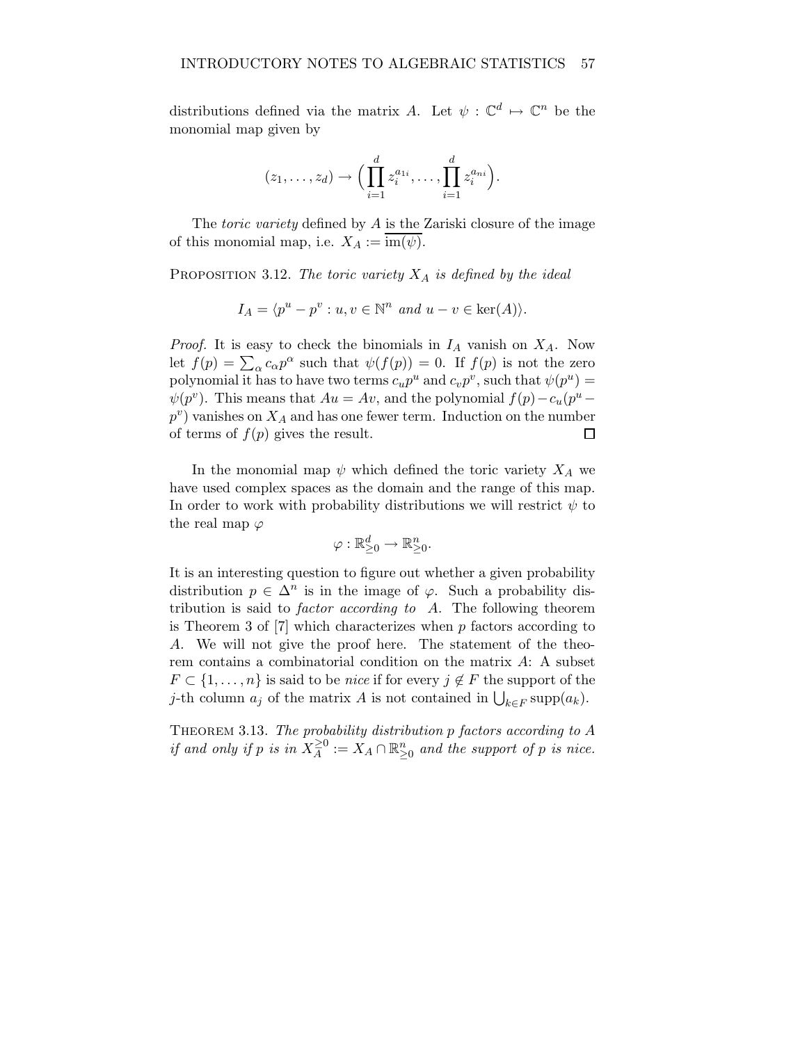distributions defined via the matrix $A$. Let $\psi : \mathbb{C}^d \mapsto \mathbb{C}^n$ be the monomial map given by

$$(z_1, \ldots, z_d) \to \Big( \prod_{i=1}^{d} z_i^{a_{1i}}, \ldots, \prod_{i=1}^{d} z_i^{a_{ni}} \Big).$$

The *toric variety* defined by $A$ is the Zariski closure of the image of this monomial map, i.e. $X_A := \overline{\mathrm{im}(\psi)}$.

**Proposition 3.12.** *The toric variety $X_A$ is defined by the ideal*

$$I_A = \langle p^u - p^v : u, v \in \mathbb{N}^n \text{ and } u - v \in \ker(A) \rangle.$$

*Proof.* It is easy to check the binomials in $I_A$ vanish on $X_A$. Now let $f(p) = \sum_\alpha c_\alpha p^\alpha$ such that $\psi(f(p)) = 0$. If $f(p)$ is not the zero polynomial it has to have two terms $c_u p^u$ and $c_v p^v$, such that $\psi(p^u) = \psi(p^v)$. This means that $Au = Av$, and the polynomial $f(p) - c_u(p^u - p^v)$ vanishes on $X_A$ and has one fewer term. Induction on the number of terms of $f(p)$ gives the result. $\square$

In the monomial map $\psi$ which defined the toric variety $X_A$ we have used complex spaces as the domain and the range of this map. In order to work with probability distributions we will restrict $\psi$ to the real map $\varphi$

$$\varphi : \mathbb{R}^d_{\geq 0} \to \mathbb{R}^n_{\geq 0}.$$

It is an interesting question to figure out whether a given probability distribution $p \in \Delta^n$ is in the image of $\varphi$. Such a probability distribution is said to *factor according to* $A$. The following theorem is Theorem 3 of [7] which characterizes when $p$ factors according to $A$. We will not give the proof here. The statement of the theorem contains a combinatorial condition on the matrix $A$: A subset $F \subset \{1, \ldots, n\}$ is said to be *nice* if for every $j \notin F$ the support of the $j$-th column $a_j$ of the matrix $A$ is not contained in $\bigcup_{k \in F} \mathrm{supp}(a_k)$.

**Theorem 3.13.** *The probability distribution $p$ factors according to $A$ if and only if $p$ is in $X_A^{\geq 0} := X_A \cap \mathbb{R}^n_{\geq 0}$ and the support of $p$ is nice.*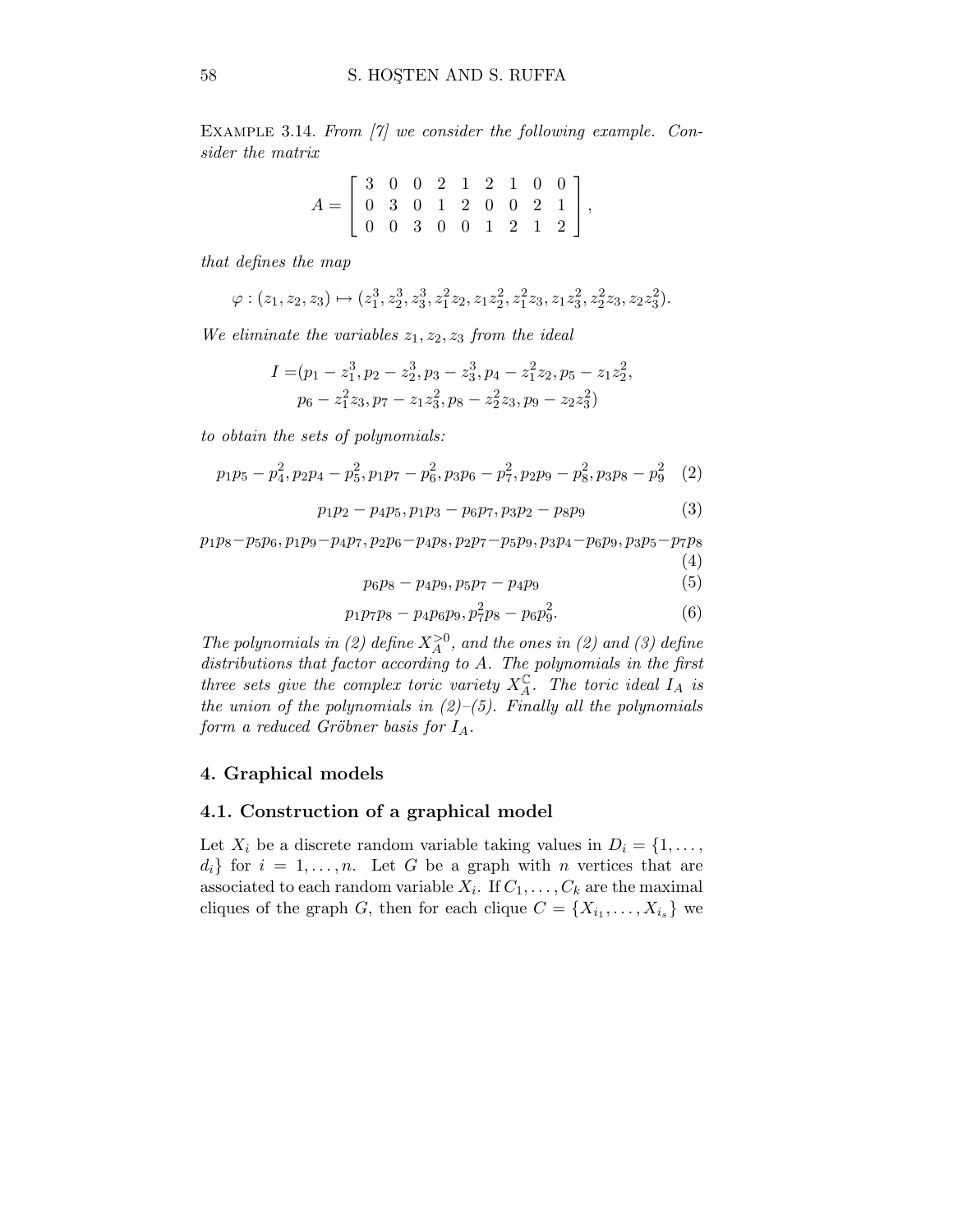Example 3.14. *From [7] we consider the following example. Consider the matrix*

$$A = \begin{bmatrix} 3 & 0 & 0 & 2 & 1 & 2 & 1 & 0 & 0 \\ 0 & 3 & 0 & 1 & 2 & 0 & 0 & 2 & 1 \\ 0 & 0 & 3 & 0 & 0 & 1 & 2 & 1 & 2 \end{bmatrix},$$

*that defines the map*

$$\varphi : (z_1, z_2, z_3) \mapsto (z_1^3, z_2^3, z_3^3, z_1^2 z_2, z_1 z_2^2, z_1^2 z_3, z_1 z_3^2, z_2^2 z_3, z_2 z_3^2).$$

*We eliminate the variables $z_1, z_2, z_3$ from the ideal*

$$\begin{aligned} I = &(p_1 - z_1^3, p_2 - z_2^3, p_3 - z_3^3, p_4 - z_1^2 z_2, p_5 - z_1 z_2^2, \\ &p_6 - z_1^2 z_3, p_7 - z_1 z_3^2, p_8 - z_2^2 z_3, p_9 - z_2 z_3^2) \end{aligned}$$

*to obtain the sets of polynomials:*

$$p_1p_5 - p_4^2, p_2p_4 - p_5^2, p_1p_7 - p_6^2, p_3p_6 - p_7^2, p_2p_9 - p_8^2, p_3p_8 - p_9^2 \quad (2)$$

$$p_1p_2 - p_4p_5, p_1p_3 - p_6p_7, p_3p_2 - p_8p_9 \quad (3)$$

$$p_1p_8 - p_5p_6, p_1p_9 - p_4p_7, p_2p_6 - p_4p_8, p_2p_7 - p_5p_9, p_3p_4 - p_6p_9, p_3p_5 - p_7p_8 \quad (4)$$

$$p_6p_8 - p_4p_9, p_5p_7 - p_4p_9 \quad (5)$$

$$p_1p_7p_8 - p_4p_6p_9, p_7^2p_8 - p_6p_9^2. \quad (6)$$

*The polynomials in (2) define $X_A^{>0}$, and the ones in (2) and (3) define distributions that factor according to $A$. The polynomials in the first three sets give the complex toric variety $X_A^{\mathbb{C}}$. The toric ideal $I_A$ is the union of the polynomials in (2)–(5). Finally all the polynomials form a reduced Gröbner basis for $I_A$.*

## 4. Graphical models

### 4.1. Construction of a graphical model

Let $X_i$ be a discrete random variable taking values in $D_i = \{1, \ldots, d_i\}$ for $i = 1, \ldots, n$. Let $G$ be a graph with $n$ vertices that are associated to each random variable $X_i$. If $C_1, \ldots, C_k$ are the maximal cliques of the graph $G$, then for each clique $C = \{X_{i_1}, \ldots, X_{i_s}\}$ we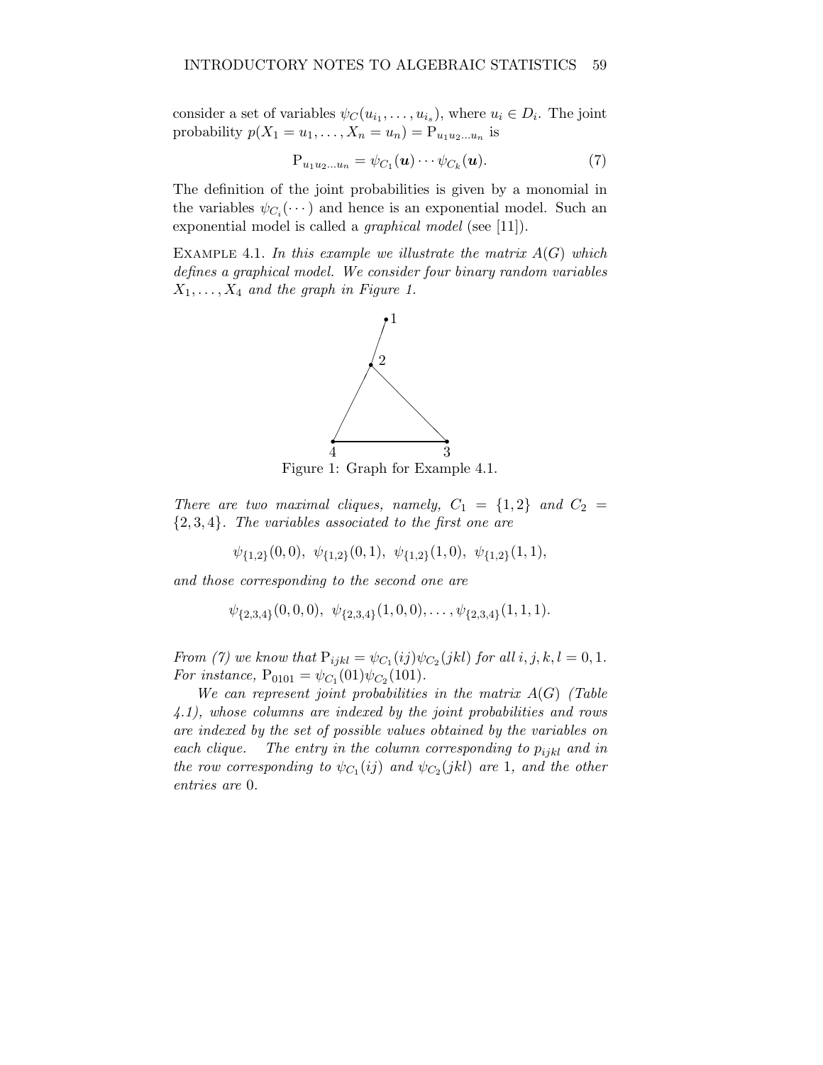consider a set of variables $\psi_C(u_{i_1}, \ldots, u_{i_s})$, where $u_i \in D_i$. The joint probability $p(X_1 = u_1, \ldots, X_n = u_n) = \mathrm{P}_{u_1 u_2 \ldots u_n}$ is

$$\mathrm{P}_{u_1 u_2 \ldots u_n} = \psi_{C_1}(\boldsymbol{u}) \cdots \psi_{C_k}(\boldsymbol{u}). \tag{7}$$

The definition of the joint probabilities is given by a monomial in the variables $\psi_{C_i}(\cdots)$ and hence is an exponential model. Such an exponential model is called a *graphical model* (see [11]).

Example 4.1. *In this example we illustrate the matrix $A(G)$ which defines a graphical model. We consider four binary random variables $X_1, \ldots, X_4$ and the graph in Figure 1.*

Figure 1: Graph for Example 4.1.

*There are two maximal cliques, namely, $C_1 = \{1, 2\}$ and $C_2 = \{2, 3, 4\}$. The variables associated to the first one are*

$$\psi_{\{1,2\}}(0,0),\ \psi_{\{1,2\}}(0,1),\ \psi_{\{1,2\}}(1,0),\ \psi_{\{1,2\}}(1,1),$$

*and those corresponding to the second one are*

$$\psi_{\{2,3,4\}}(0,0,0),\ \psi_{\{2,3,4\}}(1,0,0), \ldots, \psi_{\{2,3,4\}}(1,1,1).$$

*From (7) we know that $\mathrm{P}_{ijkl} = \psi_{C_1}(ij)\psi_{C_2}(jkl)$ for all $i, j, k, l = 0, 1$. For instance, $\mathrm{P}_{0101} = \psi_{C_1}(01)\psi_{C_2}(101)$.*

*We can represent joint probabilities in the matrix $A(G)$ (Table 4.1), whose columns are indexed by the joint probabilities and rows are indexed by the set of possible values obtained by the variables on each clique. The entry in the column corresponding to $p_{ijkl}$ and in the row corresponding to $\psi_{C_1}(ij)$ and $\psi_{C_2}(jkl)$ are 1, and the other entries are 0.*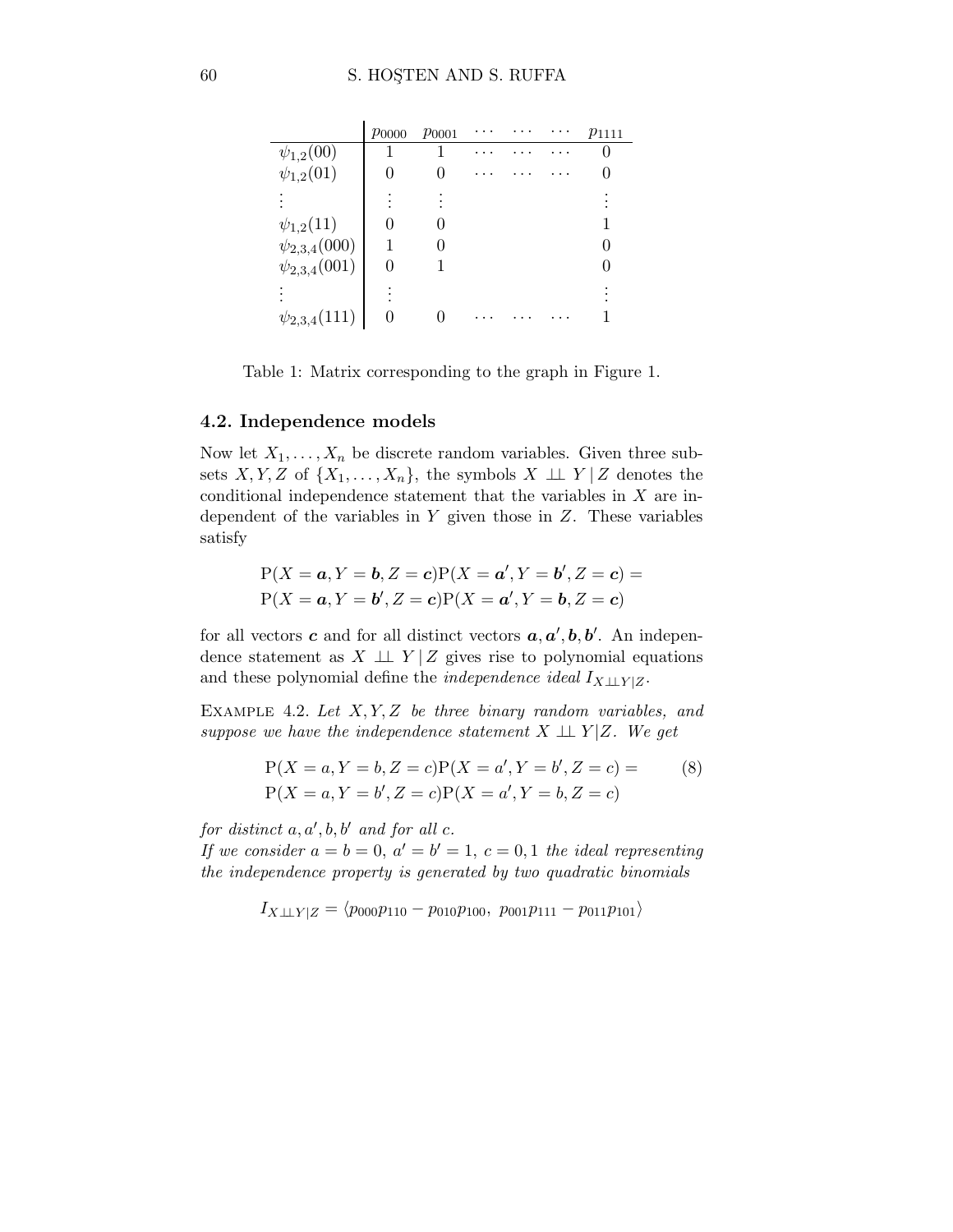| | $p_{0000}$ | $p_{0001}$ | $\cdots$ | $\cdots$ | $\cdots$ | $p_{1111}$ |
|---|---|---|---|---|---|---|
| $\psi_{1,2}(00)$ | 1 | 1 | $\cdots$ | $\cdots$ | $\cdots$ | 0 |
| $\psi_{1,2}(01)$ | 0 | 0 | $\cdots$ | $\cdots$ | $\cdots$ | 0 |
| $\vdots$ | $\vdots$ | $\vdots$ | | | | $\vdots$ |
| $\psi_{1,2}(11)$ | 0 | 0 | | | | 1 |
| $\psi_{2,3,4}(000)$ | 1 | 0 | | | | 0 |
| $\psi_{2,3,4}(001)$ | 0 | 1 | | | | 0 |
| $\vdots$ | $\vdots$ | | | | | $\vdots$ |
| $\psi_{2,3,4}(111)$ | 0 | 0 | $\cdots$ | $\cdots$ | $\cdots$ | 1 |

Table 1: Matrix corresponding to the graph in Figure 1.

### 4.2. Independence models

Now let $X_1, \dots, X_n$ be discrete random variables. Given three subsets $X, Y, Z$ of $\{X_1, \dots, X_n\}$, the symbols $X \perp\!\!\!\perp Y \,|\, Z$ denotes the conditional independence statement that the variables in $X$ are independent of the variables in $Y$ given those in $Z$. These variables satisfy

$$\mathrm{P}(X = \boldsymbol{a}, Y = \boldsymbol{b}, Z = \boldsymbol{c})\mathrm{P}(X = \boldsymbol{a'}, Y = \boldsymbol{b'}, Z = \boldsymbol{c}) =$$
$$\mathrm{P}(X = \boldsymbol{a}, Y = \boldsymbol{b'}, Z = \boldsymbol{c})\mathrm{P}(X = \boldsymbol{a'}, Y = \boldsymbol{b}, Z = \boldsymbol{c})$$

for all vectors $\boldsymbol{c}$ and for all distinct vectors $\boldsymbol{a}, \boldsymbol{a'}, \boldsymbol{b}, \boldsymbol{b'}$. An independence statement as $X \perp\!\!\!\perp Y \,|\, Z$ gives rise to polynomial equations and these polynomial define the *independence ideal* $I_{X \perp\!\!\!\perp Y | Z}$.

Example 4.2. *Let $X, Y, Z$ be three binary random variables, and suppose we have the independence statement $X \perp\!\!\!\perp Y | Z$. We get*

$$\mathrm{P}(X = a, Y = b, Z = c)\mathrm{P}(X = a', Y = b', Z = c) = \qquad (8)$$
$$\mathrm{P}(X = a, Y = b', Z = c)\mathrm{P}(X = a', Y = b, Z = c)$$

*for distinct $a, a', b, b'$ and for all $c$.*
*If we consider $a = b = 0$, $a' = b' = 1$, $c = 0, 1$ the ideal representing the independence property is generated by two quadratic binomials*

$$I_{X \perp\!\!\!\perp Y | Z} = \langle p_{000}p_{110} - p_{010}p_{100},\ p_{001}p_{111} - p_{011}p_{101} \rangle$$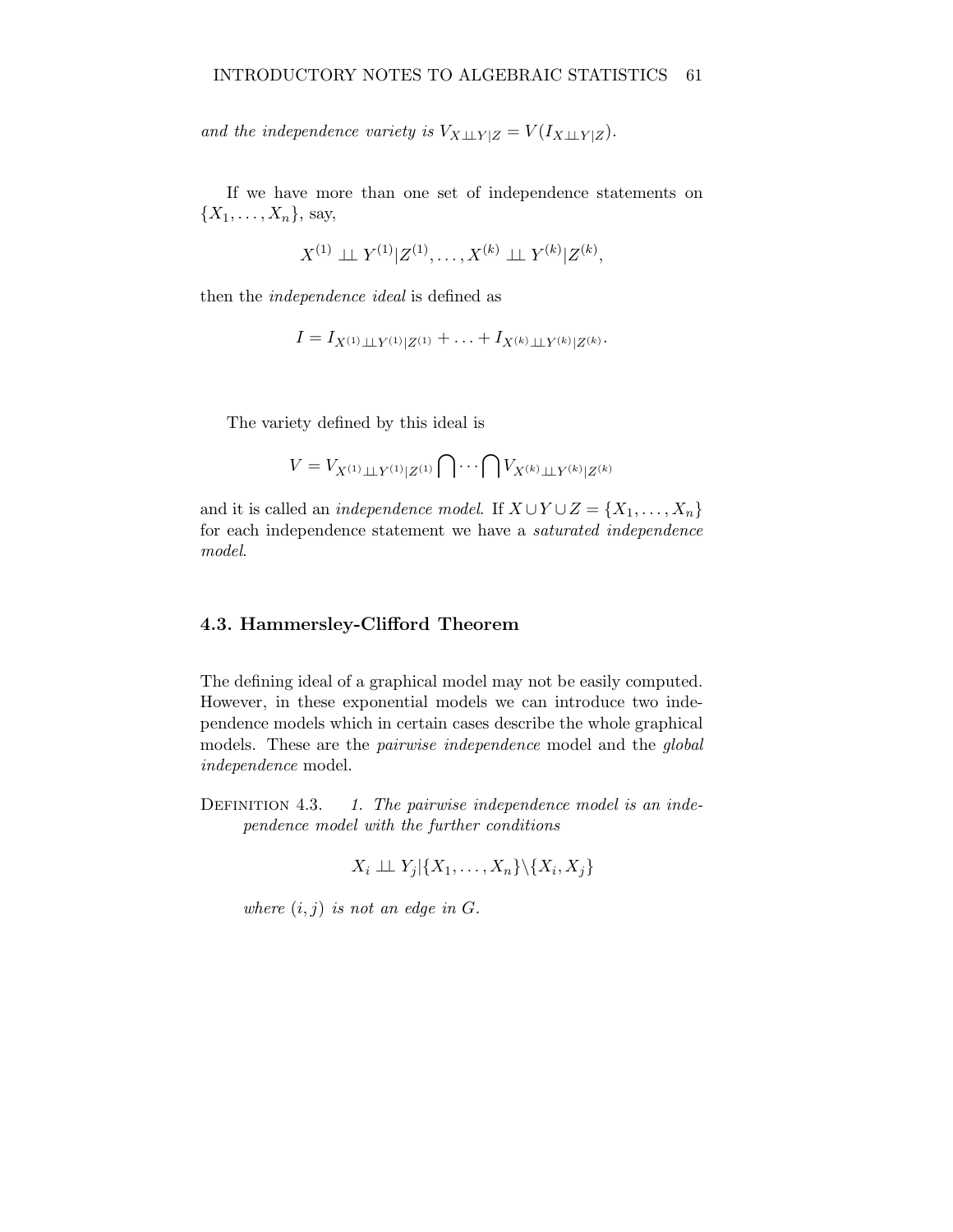*and the independence variety is $V_{X \perp\!\!\!\perp Y|Z} = V(I_{X \perp\!\!\!\perp Y|Z})$.*

If we have more than one set of independence statements on $\{X_1, \ldots, X_n\}$, say,

$$X^{(1)} \perp\!\!\!\perp Y^{(1)}|Z^{(1)}, \ldots, X^{(k)} \perp\!\!\!\perp Y^{(k)}|Z^{(k)},$$

then the *independence ideal* is defined as

$$I = I_{X^{(1)} \perp\!\!\!\perp Y^{(1)}|Z^{(1)}} + \ldots + I_{X^{(k)} \perp\!\!\!\perp Y^{(k)}|Z^{(k)}}.$$

The variety defined by this ideal is

$$V = V_{X^{(1)} \perp\!\!\!\perp Y^{(1)}|Z^{(1)}} \bigcap \cdots \bigcap V_{X^{(k)} \perp\!\!\!\perp Y^{(k)}|Z^{(k)}}$$

and it is called an *independence model*. If $X \cup Y \cup Z = \{X_1, \ldots, X_n\}$ for each independence statement we have a *saturated independence model*.

### 4.3. Hammersley-Clifford Theorem

The defining ideal of a graphical model may not be easily computed. However, in these exponential models we can introduce two independence models which in certain cases describe the whole graphical models. These are the *pairwise independence* model and the *global independence* model.

Definition 4.3. *1. The pairwise independence model is an independence model with the further conditions*

$$X_i \perp\!\!\!\perp Y_j | \{X_1, \ldots, X_n\} \backslash \{X_i, X_j\}$$

*where $(i, j)$ is not an edge in $G$.*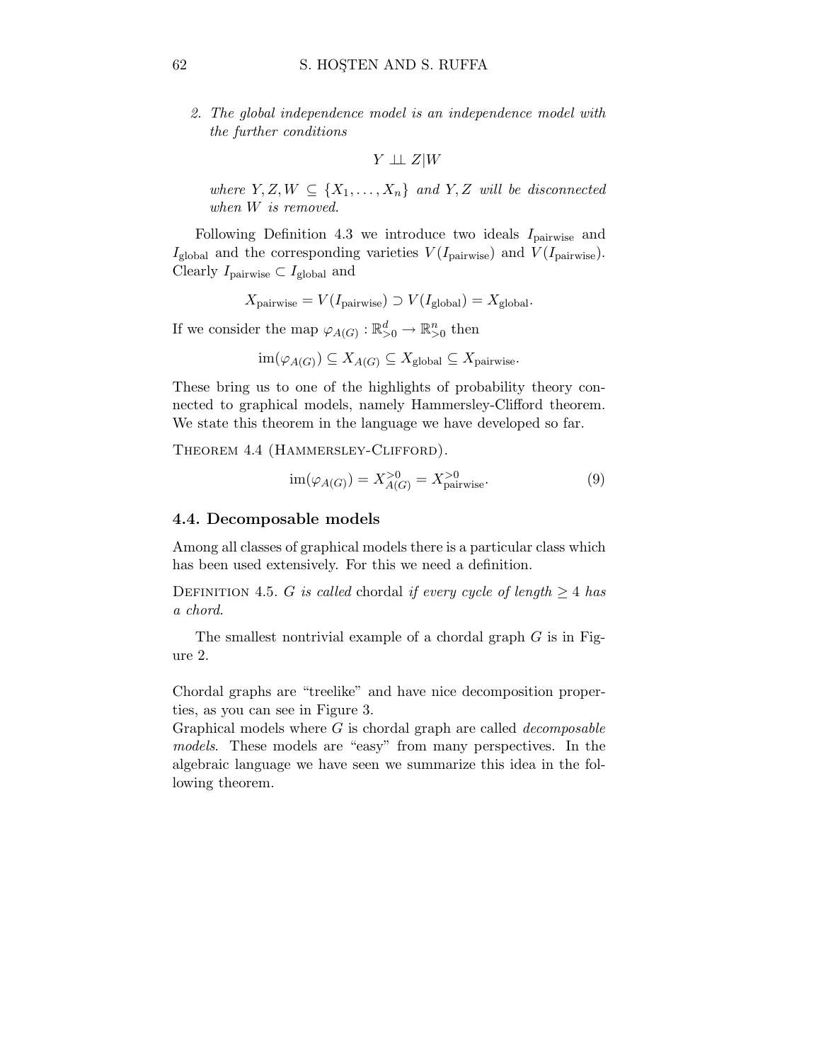2. *The global independence model is an independence model with the further conditions*

$$Y \perp\!\!\!\perp Z|W$$

*where $Y, Z, W \subseteq \{X_1, \ldots, X_n\}$ and $Y, Z$ will be disconnected when $W$ is removed.*

Following Definition 4.3 we introduce two ideals $I_{\text{pairwise}}$ and $I_{\text{global}}$ and the corresponding varieties $V(I_{\text{pairwise}})$ and $V(I_{\text{pairwise}})$. Clearly $I_{\text{pairwise}} \subset I_{\text{global}}$ and

$$X_{\text{pairwise}} = V(I_{\text{pairwise}}) \supset V(I_{\text{global}}) = X_{\text{global}}.$$

If we consider the map $\varphi_{A(G)} : \mathbb{R}^d_{>0} \to \mathbb{R}^n_{>0}$ then

$$\text{im}(\varphi_{A(G)}) \subseteq X_{A(G)} \subseteq X_{\text{global}} \subseteq X_{\text{pairwise}}.$$

These bring us to one of the highlights of probability theory connected to graphical models, namely Hammersley-Clifford theorem. We state this theorem in the language we have developed so far.

Theorem 4.4 (Hammersley-Clifford).

$$\text{im}(\varphi_{A(G)}) = X^{>0}_{A(G)} = X^{>0}_{\text{pairwise}}. \tag{9}$$

### 4.4. Decomposable models

Among all classes of graphical models there is a particular class which has been used extensively. For this we need a definition.

Definition 4.5. *$G$ is called* chordal *if every cycle of length $\geq 4$ has a chord.*

The smallest nontrivial example of a chordal graph $G$ is in Figure 2.

Chordal graphs are "treelike" and have nice decomposition properties, as you can see in Figure 3.
Graphical models where $G$ is chordal graph are called *decomposable models*. These models are "easy" from many perspectives. In the algebraic language we have seen we summarize this idea in the following theorem.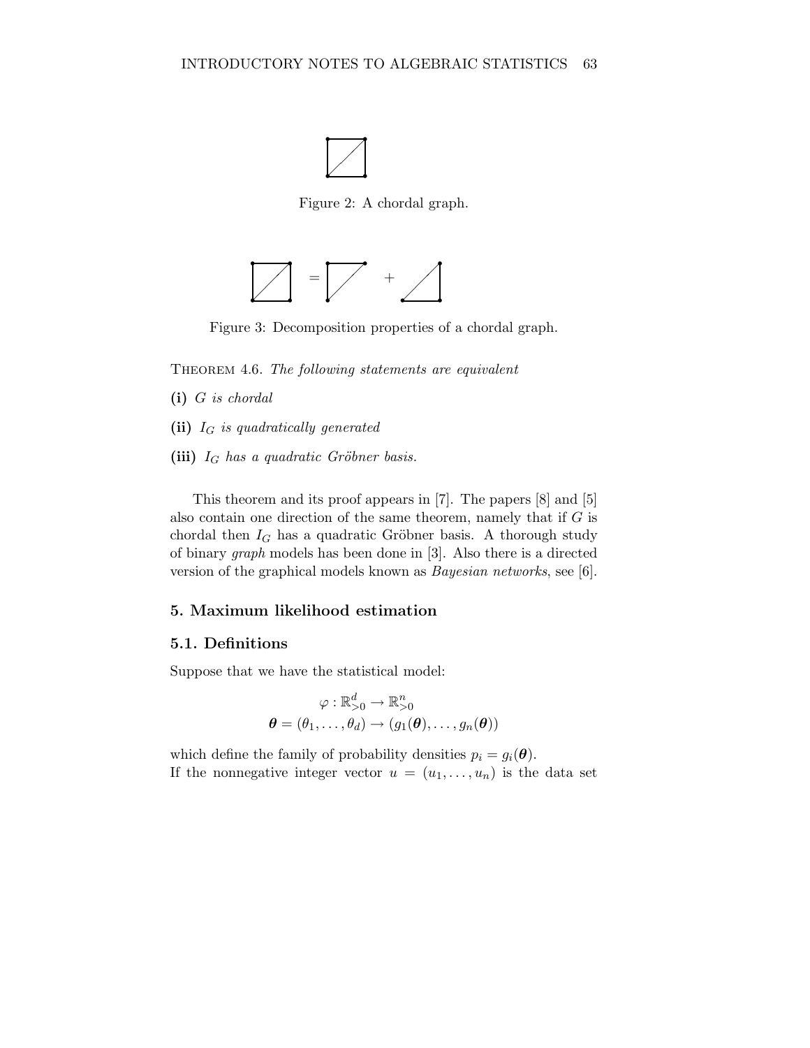Figure 2: A chordal graph.

Figure 3: Decomposition properties of a chordal graph.

THEOREM 4.6. *The following statements are equivalent*

**(i)** *$G$ is chordal*

**(ii)** *$I_G$ is quadratically generated*

**(iii)** *$I_G$ has a quadratic Gröbner basis.*

This theorem and its proof appears in [7]. The papers [8] and [5] also contain one direction of the same theorem, namely that if $G$ is chordal then $I_G$ has a quadratic Gröbner basis. A thorough study of binary *graph* models has been done in [3]. Also there is a directed version of the graphical models known as *Bayesian networks*, see [6].

## 5. Maximum likelihood estimation

### 5.1. Definitions

Suppose that we have the statistical model:

$$\varphi : \mathbb{R}^d_{>0} \to \mathbb{R}^n_{>0}$$
$$\boldsymbol{\theta} = (\theta_1, \ldots, \theta_d) \to (g_1(\boldsymbol{\theta}), \ldots, g_n(\boldsymbol{\theta}))$$

which define the family of probability densities $p_i = g_i(\boldsymbol{\theta})$.
If the nonnegative integer vector $u = (u_1, \ldots, u_n)$ is the data set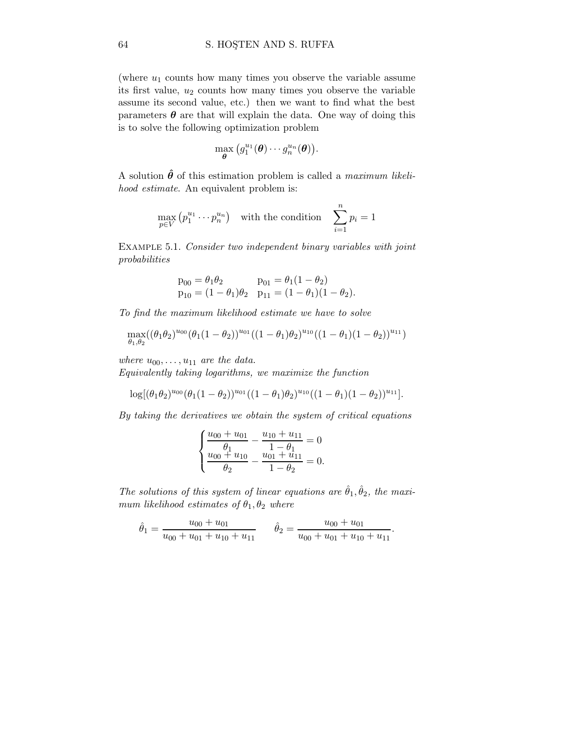(where $u_1$ counts how many times you observe the variable assume its first value, $u_2$ counts how many times you observe the variable assume its second value, etc.) then we want to find what the best parameters $\boldsymbol{\theta}$ are that will explain the data. One way of doing this is to solve the following optimization problem

$$\max_{\boldsymbol{\theta}} \left(g_1^{u_1}(\boldsymbol{\theta}) \cdots g_n^{u_n}(\boldsymbol{\theta})\right).$$

A solution $\hat{\boldsymbol{\theta}}$ of this estimation problem is called a *maximum likelihood estimate*. An equivalent problem is:

$$\max_{p \in V} \left(p_1^{u_1} \cdots p_n^{u_n}\right) \quad \text{with the condition} \quad \sum_{i=1}^{n} p_i = 1$$

EXAMPLE 5.1. *Consider two independent binary variables with joint probabilities*

$$\begin{array}{ll} \mathrm{p}_{00} = \theta_1\theta_2 & \mathrm{p}_{01} = \theta_1(1-\theta_2) \\ \mathrm{p}_{10} = (1-\theta_1)\theta_2 & \mathrm{p}_{11} = (1-\theta_1)(1-\theta_2). \end{array}$$

*To find the maximum likelihood estimate we have to solve*

$$\max_{\theta_1,\theta_2}((\theta_1\theta_2)^{u_{00}}(\theta_1(1-\theta_2))^{u_{01}}((1-\theta_1)\theta_2)^{u_{10}}((1-\theta_1)(1-\theta_2))^{u_{11}})$$

*where $u_{00}, \ldots, u_{11}$ are the data.*
*Equivalently taking logarithms, we maximize the function*

$$\log[(\theta_1\theta_2)^{u_{00}}(\theta_1(1-\theta_2))^{u_{01}}((1-\theta_1)\theta_2)^{u_{10}}((1-\theta_1)(1-\theta_2))^{u_{11}}].$$

*By taking the derivatives we obtain the system of critical equations*

$$\begin{cases} \dfrac{u_{00}+u_{01}}{\theta_1} - \dfrac{u_{10}+u_{11}}{1-\theta_1} = 0 \\ \dfrac{u_{00}+u_{10}}{\theta_2} - \dfrac{u_{01}+u_{11}}{1-\theta_2} = 0. \end{cases}$$

*The solutions of this system of linear equations are $\hat{\theta}_1, \hat{\theta}_2$, the maximum likelihood estimates of $\theta_1, \theta_2$ where*

$$\hat{\theta}_1 = \frac{u_{00}+u_{01}}{u_{00}+u_{01}+u_{10}+u_{11}} \qquad \hat{\theta}_2 = \frac{u_{00}+u_{01}}{u_{00}+u_{01}+u_{10}+u_{11}}.$$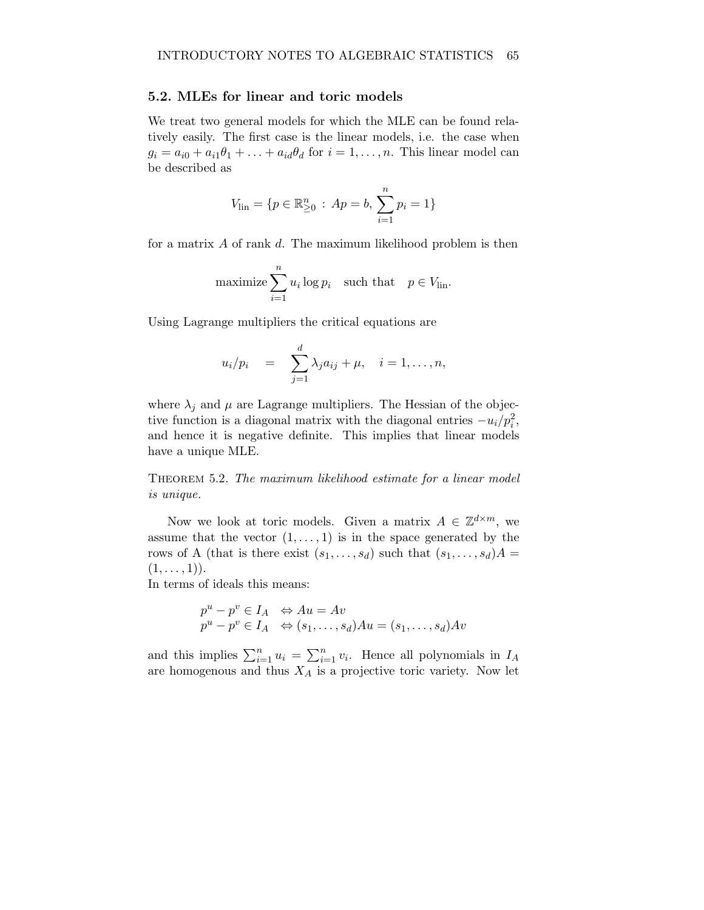## 5.2. MLEs for linear and toric models

We treat two general models for which the MLE can be found relatively easily. The first case is the linear models, i.e. the case when $g_i = a_{i0} + a_{i1}\theta_1 + \ldots + a_{id}\theta_d$ for $i = 1, \ldots, n$. This linear model can be described as

$$V_{\text{lin}} = \{p \in \mathbb{R}^n_{\geq 0} \,:\, Ap = b, \sum_{i=1}^{n} p_i = 1\}$$

for a matrix $A$ of rank $d$. The maximum likelihood problem is then

$$\text{maximize} \sum_{i=1}^{n} u_i \log p_i \quad \text{such that} \quad p \in V_{\text{lin}}.$$

Using Lagrange multipliers the critical equations are

$$u_i/p_i \quad = \quad \sum_{j=1}^{d} \lambda_j a_{ij} + \mu, \quad i = 1, \ldots, n,$$

where $\lambda_j$ and $\mu$ are Lagrange multipliers. The Hessian of the objective function is a diagonal matrix with the diagonal entries $-u_i/p_i^2$, and hence it is negative definite. This implies that linear models have a unique MLE.

**Theorem 5.2.** *The maximum likelihood estimate for a linear model is unique.*

Now we look at toric models. Given a matrix $A \in \mathbb{Z}^{d \times m}$, we assume that the vector $(1, \ldots, 1)$ is in the space generated by the rows of A (that is there exist $(s_1, \ldots, s_d)$ such that $(s_1, \ldots, s_d)A = (1, \ldots, 1)$).
In terms of ideals this means:

$$\begin{aligned}
p^u - p^v \in I_A \quad &\Leftrightarrow Au = Av \\
p^u - p^v \in I_A \quad &\Leftrightarrow (s_1, \ldots, s_d)Au = (s_1, \ldots, s_d)Av
\end{aligned}$$

and this implies $\sum_{i=1}^{n} u_i = \sum_{i=1}^{n} v_i$. Hence all polynomials in $I_A$ are homogenous and thus $X_A$ is a projective toric variety. Now let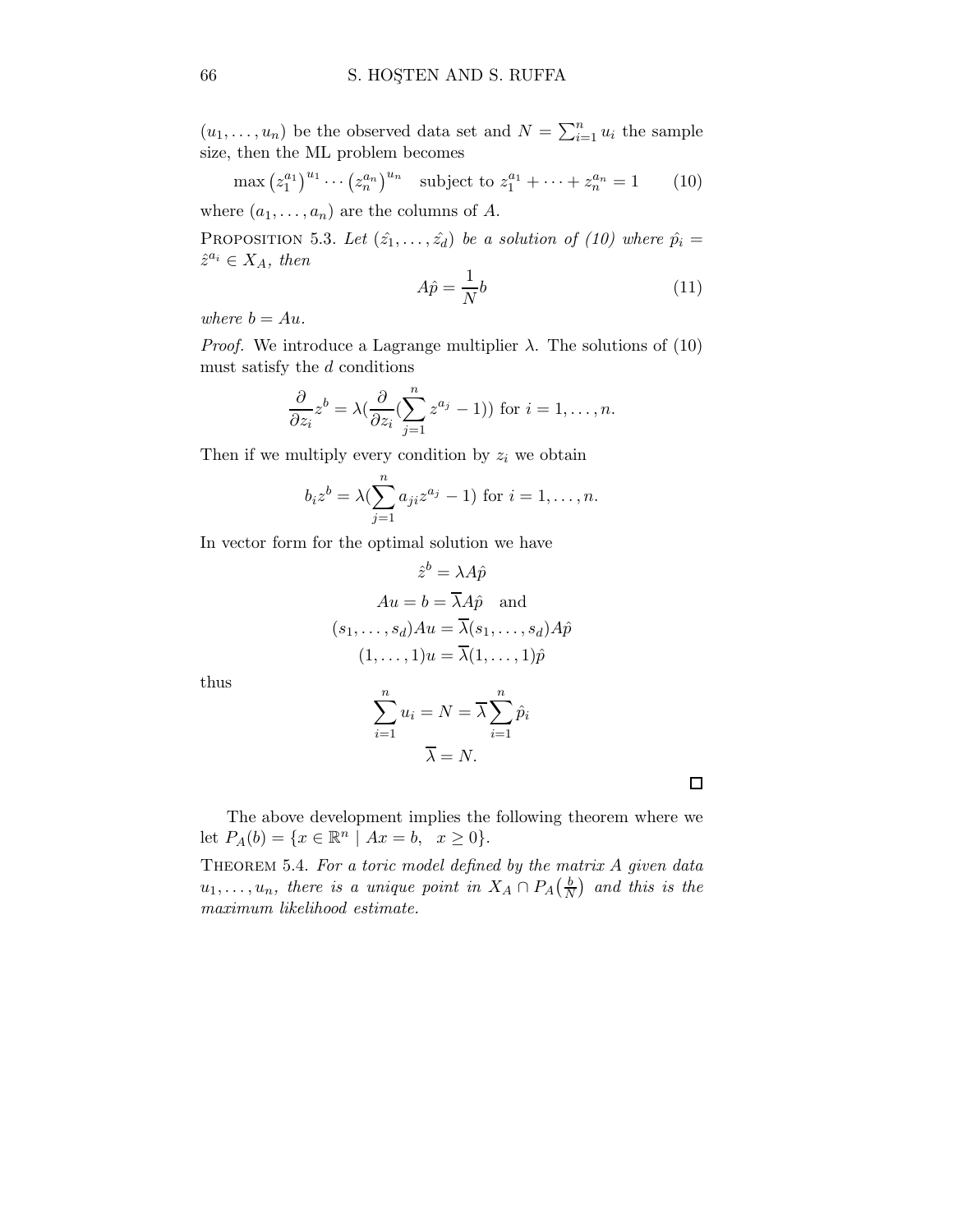$(u_1, \ldots, u_n)$ be the observed data set and $N = \sum_{i=1}^n u_i$ the sample size, then the ML problem becomes

$$\max \left(z_1^{a_1}\right)^{u_1} \cdots \left(z_n^{a_n}\right)^{u_n} \quad \text{subject to } z_1^{a_1} + \cdots + z_n^{a_n} = 1 \tag{10}$$

where $(a_1, \ldots, a_n)$ are the columns of $A$.

Proposition 5.3. *Let $(\hat{z_1}, \ldots, \hat{z_d})$ be a solution of (10) where $\hat{p}_i = \hat{z}^{a_i} \in X_A$, then*

$$A\hat{p} = \frac{1}{N}b \tag{11}$$

*where $b = Au$.*

*Proof.* We introduce a Lagrange multiplier $\lambda$. The solutions of (10) must satisfy the $d$ conditions

$$\frac{\partial}{\partial z_i} z^b = \lambda\left(\frac{\partial}{\partial z_i}\left(\sum_{j=1}^n z^{a_j} - 1\right)\right) \text{ for } i = 1, \ldots, n.$$

Then if we multiply every condition by $z_i$ we obtain

$$b_i z^b = \lambda\left(\sum_{j=1}^n a_{ji} z^{a_j} - 1\right) \text{ for } i = 1, \ldots, n.$$

In vector form for the optimal solution we have

$$\hat{z}^b = \lambda A\hat{p}$$

$$Au = b = \overline{\lambda} A\hat{p} \quad \text{and}$$

$$(s_1, \ldots, s_d)Au = \overline{\lambda}(s_1, \ldots, s_d)A\hat{p}$$

$$(1, \ldots, 1)u = \overline{\lambda}(1, \ldots, 1)\hat{p}$$

thus

$$\sum_{i=1}^n u_i = N = \overline{\lambda} \sum_{i=1}^n \hat{p}_i$$

$$\overline{\lambda} = N.$$

□

The above development implies the following theorem where we let $P_A(b) = \{x \in \mathbb{R}^n \mid Ax = b, \;\; x \geq 0\}$.

Theorem 5.4. *For a toric model defined by the matrix $A$ given data $u_1, \ldots, u_n$, there is a unique point in $X_A \cap P_A\left(\frac{b}{N}\right)$ and this is the maximum likelihood estimate.*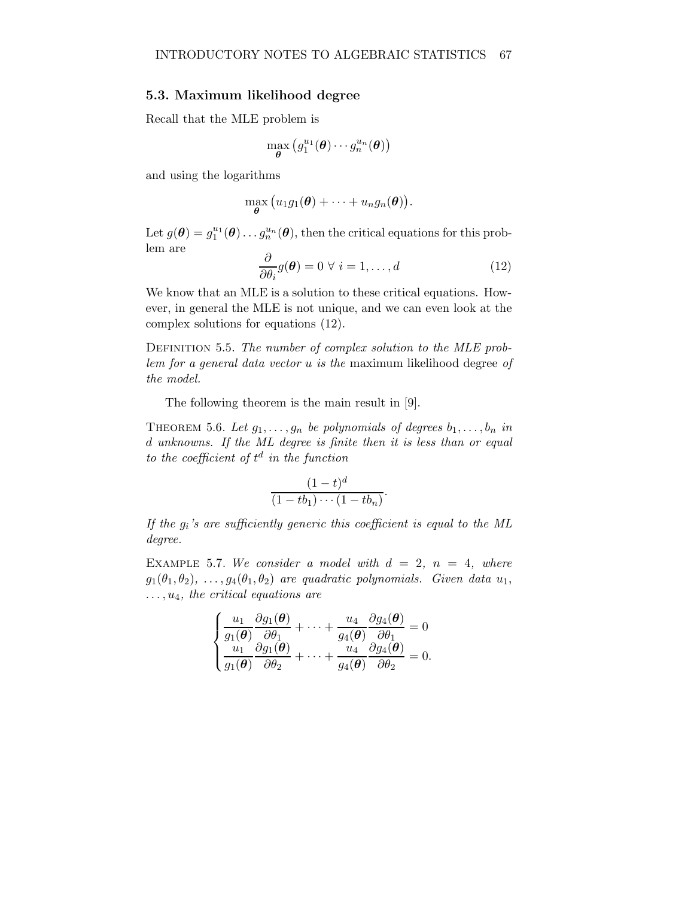### 5.3. Maximum likelihood degree

Recall that the MLE problem is

$$\max_{\boldsymbol{\theta}} \left( g_1^{u_1}(\boldsymbol{\theta}) \cdots g_n^{u_n}(\boldsymbol{\theta}) \right)$$

and using the logarithms

$$\max_{\boldsymbol{\theta}} \left( u_1 g_1(\boldsymbol{\theta}) + \cdots + u_n g_n(\boldsymbol{\theta}) \right).$$

Let $g(\boldsymbol{\theta}) = g_1^{u_1}(\boldsymbol{\theta}) \ldots g_n^{u_n}(\boldsymbol{\theta})$, then the critical equations for this problem are

$$\frac{\partial}{\partial \theta_i} g(\boldsymbol{\theta}) = 0 \ \forall \ i = 1, \ldots, d \tag{12}$$

We know that an MLE is a solution to these critical equations. However, in general the MLE is not unique, and we can even look at the complex solutions for equations (12).

Definition 5.5. *The number of complex solution to the MLE problem for a general data vector $u$ is the* maximum likelihood degree *of the model.*

The following theorem is the main result in [9].

Theorem 5.6. *Let $g_1, \ldots, g_n$ be polynomials of degrees $b_1, \ldots, b_n$ in $d$ unknowns. If the ML degree is finite then it is less than or equal to the coefficient of $t^d$ in the function*

$$\frac{(1-t)^d}{(1-tb_1)\cdots(1-tb_n)}.$$

*If the $g_i$'s are sufficiently generic this coefficient is equal to the ML degree.*

Example 5.7. *We consider a model with $d = 2$, $n = 4$, where $g_1(\theta_1, \theta_2)$, $\ldots, g_4(\theta_1, \theta_2)$ are quadratic polynomials. Given data $u_1$, $\ldots, u_4$, the critical equations are*

$$\begin{cases} \dfrac{u_1}{g_1(\boldsymbol{\theta})} \dfrac{\partial g_1(\boldsymbol{\theta})}{\partial \theta_1} + \cdots + \dfrac{u_4}{g_4(\boldsymbol{\theta})} \dfrac{\partial g_4(\boldsymbol{\theta})}{\partial \theta_1} = 0 \\ \dfrac{u_1}{g_1(\boldsymbol{\theta})} \dfrac{\partial g_1(\boldsymbol{\theta})}{\partial \theta_2} + \cdots + \dfrac{u_4}{g_4(\boldsymbol{\theta})} \dfrac{\partial g_4(\boldsymbol{\theta})}{\partial \theta_2} = 0. \end{cases}$$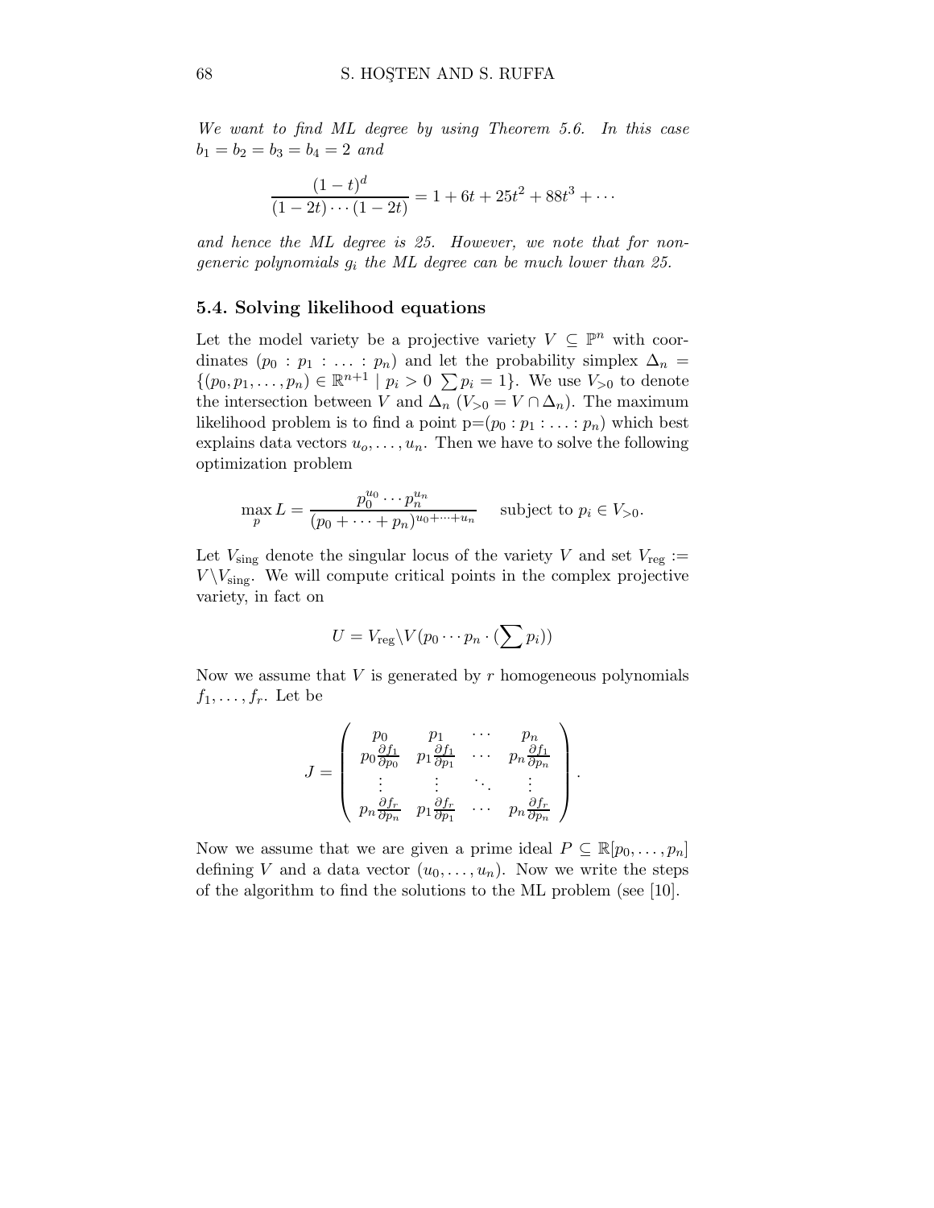*We want to find ML degree by using Theorem 5.6. In this case* $b_1 = b_2 = b_3 = b_4 = 2$ *and*

$$\frac{(1-t)^d}{(1-2t)\cdots(1-2t)} = 1 + 6t + 25t^2 + 88t^3 + \cdots$$

*and hence the ML degree is 25. However, we note that for non-generic polynomials* $g_i$ *the ML degree can be much lower than 25.*

### 5.4. Solving likelihood equations

Let the model variety be a projective variety $V \subseteq \mathbb{P}^n$ with coordinates $(p_0 : p_1 : \ldots : p_n)$ and let the probability simplex $\Delta_n = \{(p_0, p_1, \ldots, p_n) \in \mathbb{R}^{n+1} \mid p_i > 0 \ \sum p_i = 1\}$. We use $V_{>0}$ to denote the intersection between $V$ and $\Delta_n$ ($V_{>0} = V \cap \Delta_n$). The maximum likelihood problem is to find a point p=$(p_0 : p_1 : \ldots : p_n)$ which best explains data vectors $u_o, \ldots, u_n$. Then we have to solve the following optimization problem

$$\max_p L = \frac{p_0^{u_0} \cdots p_n^{u_n}}{(p_0 + \cdots + p_n)^{u_0 + \cdots + u_n}} \quad \text{subject to } p_i \in V_{>0}.$$

Let $V_{\text{sing}}$ denote the singular locus of the variety $V$ and set $V_{\text{reg}} := V \backslash V_{\text{sing}}$. We will compute critical points in the complex projective variety, in fact on

$$U = V_{\text{reg}} \backslash V(p_0 \cdots p_n \cdot (\sum p_i))$$

Now we assume that $V$ is generated by $r$ homogeneous polynomials $f_1, \ldots, f_r$. Let be

$$J = \begin{pmatrix} p_0 & p_1 & \cdots & p_n \\ p_0 \frac{\partial f_1}{\partial p_0} & p_1 \frac{\partial f_1}{\partial p_1} & \cdots & p_n \frac{\partial f_1}{\partial p_n} \\ \vdots & \vdots & \ddots & \vdots \\ p_n \frac{\partial f_r}{\partial p_n} & p_1 \frac{\partial f_r}{\partial p_1} & \cdots & p_n \frac{\partial f_r}{\partial p_n} \end{pmatrix}.$$

Now we assume that we are given a prime ideal $P \subseteq \mathbb{R}[p_0, \ldots, p_n]$ defining $V$ and a data vector $(u_0, \ldots, u_n)$. Now we write the steps of the algorithm to find the solutions to the ML problem (see [10].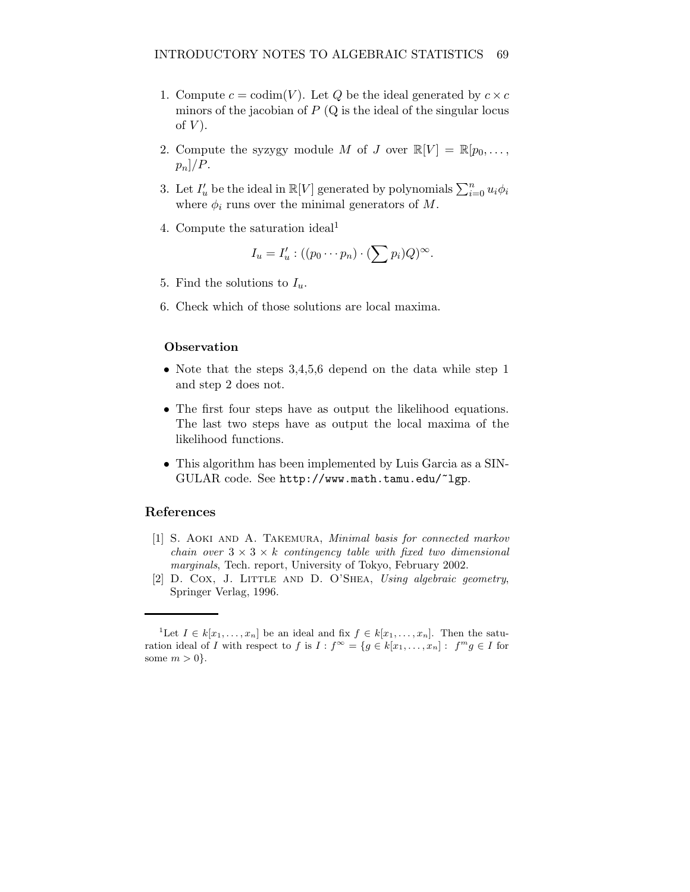1. Compute $c = \text{codim}(V)$. Let $Q$ be the ideal generated by $c \times c$ minors of the jacobian of $P$ (Q is the ideal of the singular locus of $V$).

2. Compute the syzygy module $M$ of $J$ over $\mathbb{R}[V] = \mathbb{R}[p_0, \ldots, p_n]/P$.

3. Let $I'_u$ be the ideal in $\mathbb{R}[V]$ generated by polynomials $\sum_{i=0}^{n} u_i \phi_i$ where $\phi_i$ runs over the minimal generators of $M$.

4. Compute the saturation ideal[1]
$$I_u = I'_u : ((p_0 \cdots p_n) \cdot (\sum p_i) Q)^{\infty}.$$

5. Find the solutions to $I_u$.

6. Check which of those solutions are local maxima.

**Observation**

- Note that the steps 3,4,5,6 depend on the data while step 1 and step 2 does not.
- The first four steps have as output the likelihood equations. The last two steps have as output the local maxima of the likelihood functions.
- This algorithm has been implemented by Luis Garcia as a SINGULAR code. See `http://www.math.tamu.edu/~lgp`.

## References

[1] S. Aoki and A. Takemura, *Minimal basis for connected markov chain over $3 \times 3 \times k$ contingency table with fixed two dimensional marginals*, Tech. report, University of Tokyo, February 2002.

[2] D. Cox, J. Little and D. O'Shea, *Using algebraic geometry*, Springer Verlag, 1996.

---

[1] Let $I \in k[x_1, \ldots, x_n]$ be an ideal and fix $f \in k[x_1, \ldots, x_n]$. Then the saturation ideal of $I$ with respect to $f$ is $I : f^{\infty} = \{g \in k[x_1, \ldots, x_n] : \; f^m g \in I$ for some $m > 0\}$.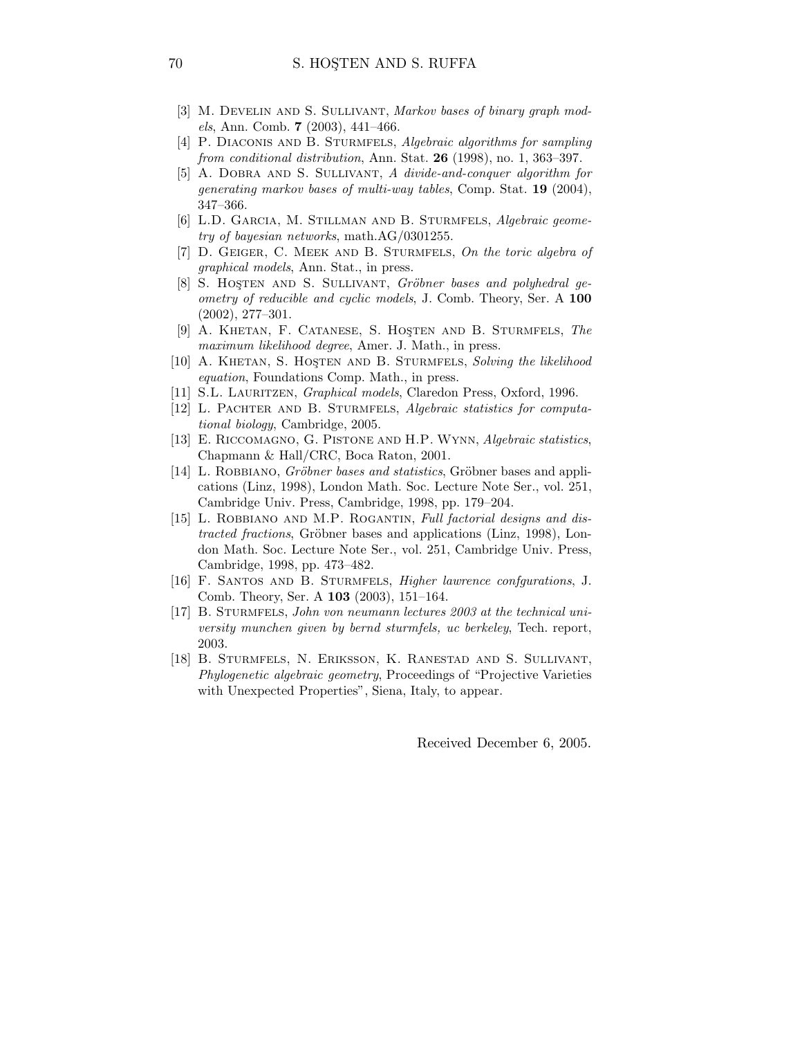[3] M. Develin and S. Sullivant, *Markov bases of binary graph models*, Ann. Comb. **7** (2003), 441–466.

[4] P. Diaconis and B. Sturmfels, *Algebraic algorithms for sampling from conditional distribution*, Ann. Stat. **26** (1998), no. 1, 363–397.

[5] A. Dobra and S. Sullivant, *A divide-and-conquer algorithm for generating markov bases of multi-way tables*, Comp. Stat. **19** (2004), 347–366.

[6] L.D. Garcia, M. Stillman and B. Sturmfels, *Algebraic geometry of bayesian networks*, math.AG/0301255.

[7] D. Geiger, C. Meek and B. Sturmfels, *On the toric algebra of graphical models*, Ann. Stat., in press.

[8] S. Hoşten and S. Sullivant, *Gröbner bases and polyhedral geometry of reducible and cyclic models*, J. Comb. Theory, Ser. A **100** (2002), 277–301.

[9] A. Khetan, F. Catanese, S. Hoşten and B. Sturmfels, *The maximum likelihood degree*, Amer. J. Math., in press.

[10] A. Khetan, S. Hoşten and B. Sturmfels, *Solving the likelihood equation*, Foundations Comp. Math., in press.

[11] S.L. Lauritzen, *Graphical models*, Claredon Press, Oxford, 1996.

[12] L. Pachter and B. Sturmfels, *Algebraic statistics for computational biology*, Cambridge, 2005.

[13] E. Riccomagno, G. Pistone and H.P. Wynn, *Algebraic statistics*, Chapmann & Hall/CRC, Boca Raton, 2001.

[14] L. Robbiano, *Gröbner bases and statistics*, Gröbner bases and applications (Linz, 1998), London Math. Soc. Lecture Note Ser., vol. 251, Cambridge Univ. Press, Cambridge, 1998, pp. 179–204.

[15] L. Robbiano and M.P. Rogantin, *Full factorial designs and distracted fractions*, Gröbner bases and applications (Linz, 1998), London Math. Soc. Lecture Note Ser., vol. 251, Cambridge Univ. Press, Cambridge, 1998, pp. 473–482.

[16] F. Santos and B. Sturmfels, *Higher lawrence confgurations*, J. Comb. Theory, Ser. A **103** (2003), 151–164.

[17] B. Sturmfels, *John von neumann lectures 2003 at the technical university munchen given by bernd sturmfels, uc berkeley*, Tech. report, 2003.

[18] B. Sturmfels, N. Eriksson, K. Ranestad and S. Sullivant, *Phylogenetic algebraic geometry*, Proceedings of "Projective Varieties with Unexpected Properties", Siena, Italy, to appear.

Received December 6, 2005.